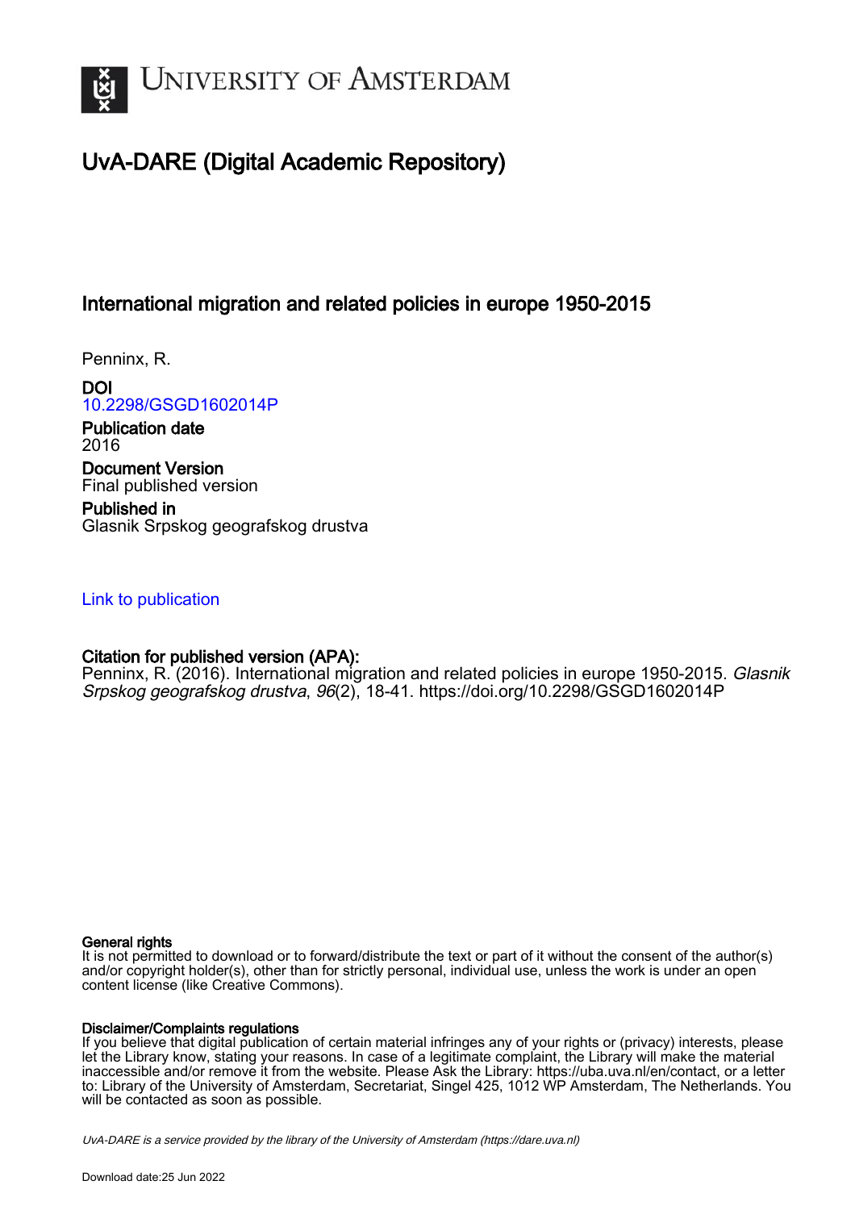# UvA-DARE (Digital Academic Repository)

## International migration and related policies in europe 1950-2015

Penninx, R.

**DOI**
10.2298/GSGD1602014P

**Publication date**
2016

**Document Version**
Final published version

**Published in**
Glasnik Srpskog geografskog drustva

Link to publication

**Citation for published version (APA):**
Penninx, R. (2016). International migration and related policies in europe 1950-2015. *Glasnik Srpskog geografskog drustva*, *96*(2), 18-41. https://doi.org/10.2298/GSGD1602014P

**General rights**
It is not permitted to download or to forward/distribute the text or part of it without the consent of the author(s) and/or copyright holder(s), other than for strictly personal, individual use, unless the work is under an open content license (like Creative Commons).

**Disclaimer/Complaints regulations**
If you believe that digital publication of certain material infringes any of your rights or (privacy) interests, please let the Library know, stating your reasons. In case of a legitimate complaint, the Library will make the material inaccessible and/or remove it from the website. Please Ask the Library: https://uba.uva.nl/en/contact, or a letter to: Library of the University of Amsterdam, Secretariat, Singel 425, 1012 WP Amsterdam, The Netherlands. You will be contacted as soon as possible.

*UvA-DARE is a service provided by the library of the University of Amsterdam (https://dare.uva.nl)*

Download date:25 Jun 2022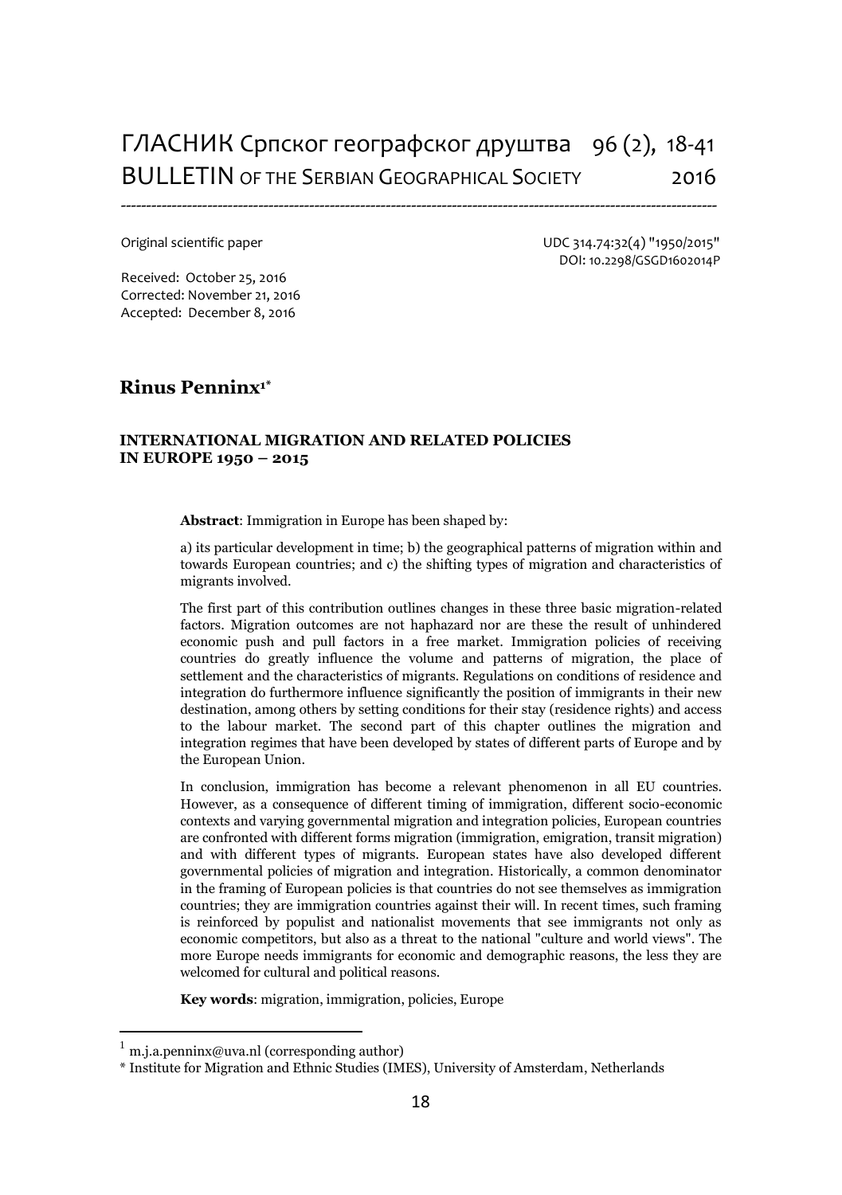Original scientific paper

UDC 314.74:32(4) "1950/2015"
DOI: 10.2298/GSGD1602014P

Received: October 25, 2016
Corrected: November 21, 2016
Accepted: December 8, 2016

**Rinus Penninx[1*]**

# INTERNATIONAL MIGRATION AND RELATED POLICIES IN EUROPE 1950 – 2015

**Abstract**: Immigration in Europe has been shaped by:

a) its particular development in time; b) the geographical patterns of migration within and towards European countries; and c) the shifting types of migration and characteristics of migrants involved.

The first part of this contribution outlines changes in these three basic migration-related factors. Migration outcomes are not haphazard nor are these the result of unhindered economic push and pull factors in a free market. Immigration policies of receiving countries do greatly influence the volume and patterns of migration, the place of settlement and the characteristics of migrants. Regulations on conditions of residence and integration do furthermore influence significantly the position of immigrants in their new destination, among others by setting conditions for their stay (residence rights) and access to the labour market. The second part of this chapter outlines the migration and integration regimes that have been developed by states of different parts of Europe and by the European Union.

In conclusion, immigration has become a relevant phenomenon in all EU countries. However, as a consequence of different timing of immigration, different socio-economic contexts and varying governmental migration and integration policies, European countries are confronted with different forms migration (immigration, emigration, transit migration) and with different types of migrants. European states have also developed different governmental policies of migration and integration. Historically, a common denominator in the framing of European policies is that countries do not see themselves as immigration countries; they are immigration countries against their will. In recent times, such framing is reinforced by populist and nationalist movements that see immigrants not only as economic competitors, but also as a threat to the national "culture and world views". The more Europe needs immigrants for economic and demographic reasons, the less they are welcomed for cultural and political reasons.

**Key words**: migration, immigration, policies, Europe

---

[1] m.j.a.penninx@uva.nl (corresponding author)

[*] Institute for Migration and Ethnic Studies (IMES), University of Amsterdam, Netherlands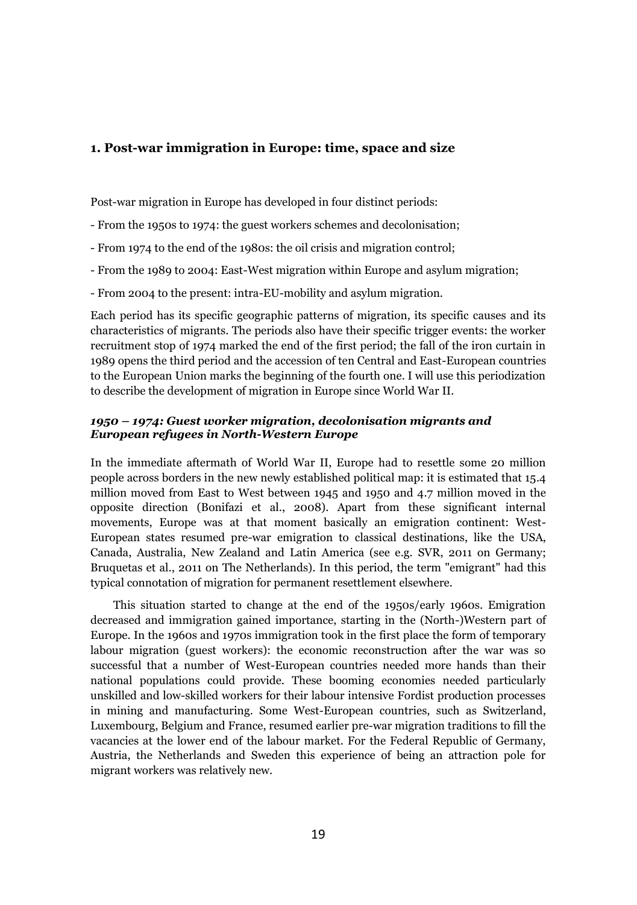## 1. Post-war immigration in Europe: time, space and size

Post-war migration in Europe has developed in four distinct periods:

- From the 1950s to 1974: the guest workers schemes and decolonisation;

- From 1974 to the end of the 1980s: the oil crisis and migration control;

- From the 1989 to 2004: East-West migration within Europe and asylum migration;

- From 2004 to the present: intra-EU-mobility and asylum migration.

Each period has its specific geographic patterns of migration, its specific causes and its characteristics of migrants. The periods also have their specific trigger events: the worker recruitment stop of 1974 marked the end of the first period; the fall of the iron curtain in 1989 opens the third period and the accession of ten Central and East-European countries to the European Union marks the beginning of the fourth one. I will use this periodization to describe the development of migration in Europe since World War II.

### *1950 – 1974: Guest worker migration, decolonisation migrants and European refugees in North-Western Europe*

In the immediate aftermath of World War II, Europe had to resettle some 20 million people across borders in the new newly established political map: it is estimated that 15.4 million moved from East to West between 1945 and 1950 and 4.7 million moved in the opposite direction (Bonifazi et al., 2008). Apart from these significant internal movements, Europe was at that moment basically an emigration continent: West-European states resumed pre-war emigration to classical destinations, like the USA, Canada, Australia, New Zealand and Latin America (see e.g. SVR, 2011 on Germany; Bruquetas et al., 2011 on The Netherlands). In this period, the term "emigrant" had this typical connotation of migration for permanent resettlement elsewhere.

This situation started to change at the end of the 1950s/early 1960s. Emigration decreased and immigration gained importance, starting in the (North-)Western part of Europe. In the 1960s and 1970s immigration took in the first place the form of temporary labour migration (guest workers): the economic reconstruction after the war was so successful that a number of West-European countries needed more hands than their national populations could provide. These booming economies needed particularly unskilled and low-skilled workers for their labour intensive Fordist production processes in mining and manufacturing. Some West-European countries, such as Switzerland, Luxembourg, Belgium and France, resumed earlier pre-war migration traditions to fill the vacancies at the lower end of the labour market. For the Federal Republic of Germany, Austria, the Netherlands and Sweden this experience of being an attraction pole for migrant workers was relatively new.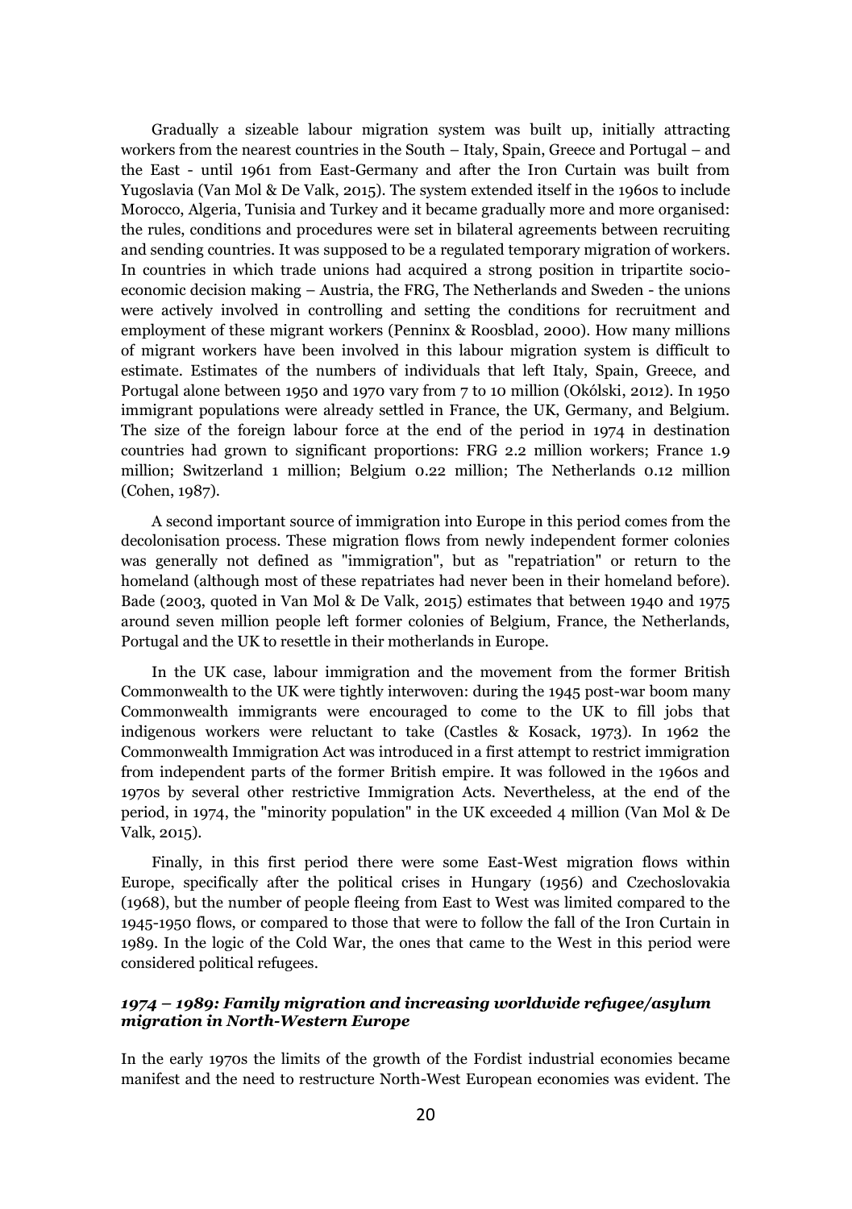Gradually a sizeable labour migration system was built up, initially attracting workers from the nearest countries in the South – Italy, Spain, Greece and Portugal – and the East - until 1961 from East-Germany and after the Iron Curtain was built from Yugoslavia (Van Mol & De Valk, 2015). The system extended itself in the 1960s to include Morocco, Algeria, Tunisia and Turkey and it became gradually more and more organised: the rules, conditions and procedures were set in bilateral agreements between recruiting and sending countries. It was supposed to be a regulated temporary migration of workers. In countries in which trade unions had acquired a strong position in tripartite socio-economic decision making – Austria, the FRG, The Netherlands and Sweden - the unions were actively involved in controlling and setting the conditions for recruitment and employment of these migrant workers (Penninx & Roosblad, 2000). How many millions of migrant workers have been involved in this labour migration system is difficult to estimate. Estimates of the numbers of individuals that left Italy, Spain, Greece, and Portugal alone between 1950 and 1970 vary from 7 to 10 million (Okólski, 2012). In 1950 immigrant populations were already settled in France, the UK, Germany, and Belgium. The size of the foreign labour force at the end of the period in 1974 in destination countries had grown to significant proportions: FRG 2.2 million workers; France 1.9 million; Switzerland 1 million; Belgium 0.22 million; The Netherlands 0.12 million (Cohen, 1987).

A second important source of immigration into Europe in this period comes from the decolonisation process. These migration flows from newly independent former colonies was generally not defined as "immigration", but as "repatriation" or return to the homeland (although most of these repatriates had never been in their homeland before). Bade (2003, quoted in Van Mol & De Valk, 2015) estimates that between 1940 and 1975 around seven million people left former colonies of Belgium, France, the Netherlands, Portugal and the UK to resettle in their motherlands in Europe.

In the UK case, labour immigration and the movement from the former British Commonwealth to the UK were tightly interwoven: during the 1945 post-war boom many Commonwealth immigrants were encouraged to come to the UK to fill jobs that indigenous workers were reluctant to take (Castles & Kosack, 1973). In 1962 the Commonwealth Immigration Act was introduced in a first attempt to restrict immigration from independent parts of the former British empire. It was followed in the 1960s and 1970s by several other restrictive Immigration Acts. Nevertheless, at the end of the period, in 1974, the "minority population" in the UK exceeded 4 million (Van Mol & De Valk, 2015).

Finally, in this first period there were some East-West migration flows within Europe, specifically after the political crises in Hungary (1956) and Czechoslovakia (1968), but the number of people fleeing from East to West was limited compared to the 1945-1950 flows, or compared to those that were to follow the fall of the Iron Curtain in 1989. In the logic of the Cold War, the ones that came to the West in this period were considered political refugees.

### *1974 – 1989: Family migration and increasing worldwide refugee/asylum migration in North-Western Europe*

In the early 1970s the limits of the growth of the Fordist industrial economies became manifest and the need to restructure North-West European economies was evident. The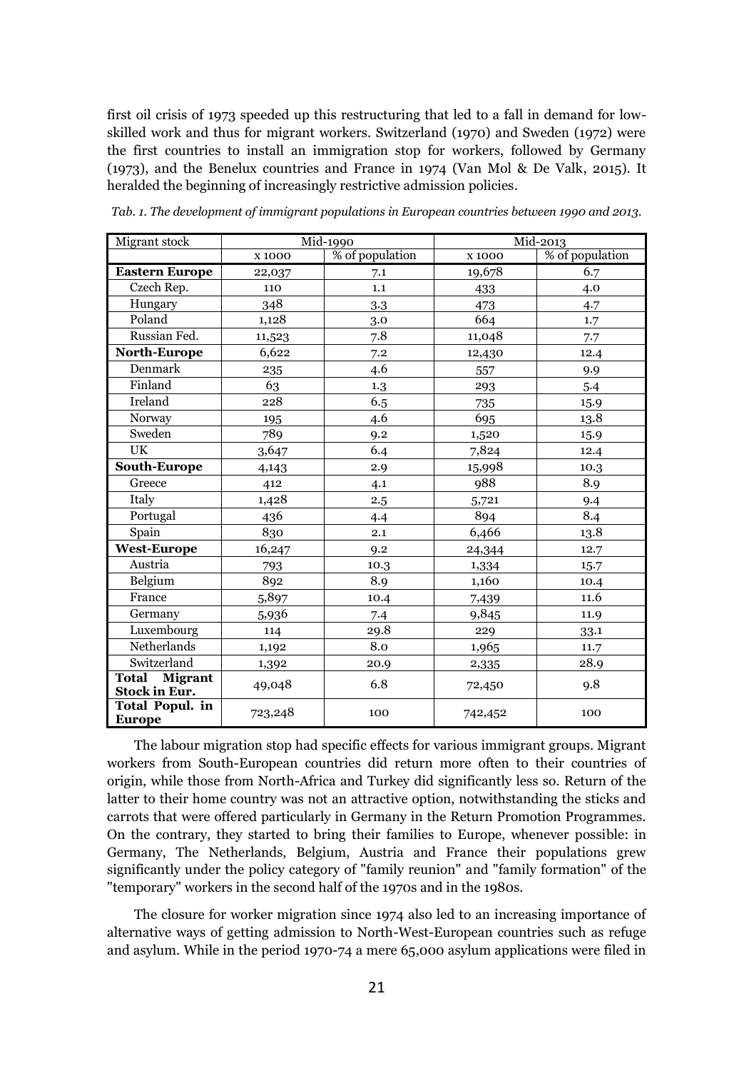first oil crisis of 1973 speeded up this restructuring that led to a fall in demand for low-skilled work and thus for migrant workers. Switzerland (1970) and Sweden (1972) were the first countries to install an immigration stop for workers, followed by Germany (1973), and the Benelux countries and France in 1974 (Van Mol & De Valk, 2015). It heralded the beginning of increasingly restrictive admission policies.

*Tab. 1. The development of immigrant populations in European countries between 1990 and 2013.*

| Migrant stock | Mid-1990 | | Mid-2013 | |
|---|---|---|---|---|
| | x 1000 | % of population | x 1000 | % of population |
| **Eastern Europe** | 22,037 | 7.1 | 19,678 | 6.7 |
| Czech Rep. | 110 | 1.1 | 433 | 4.0 |
| Hungary | 348 | 3.3 | 473 | 4.7 |
| Poland | 1,128 | 3.0 | 664 | 1.7 |
| Russian Fed. | 11,523 | 7.8 | 11,048 | 7.7 |
| **North-Europe** | 6,622 | 7.2 | 12,430 | 12.4 |
| Denmark | 235 | 4.6 | 557 | 9.9 |
| Finland | 63 | 1.3 | 293 | 5.4 |
| Ireland | 228 | 6.5 | 735 | 15.9 |
| Norway | 195 | 4.6 | 695 | 13.8 |
| Sweden | 789 | 9.2 | 1,520 | 15.9 |
| UK | 3,647 | 6.4 | 7,824 | 12.4 |
| **South-Europe** | 4,143 | 2.9 | 15,998 | 10.3 |
| Greece | 412 | 4.1 | 988 | 8.9 |
| Italy | 1,428 | 2.5 | 5,721 | 9.4 |
| Portugal | 436 | 4.4 | 894 | 8.4 |
| Spain | 830 | 2.1 | 6,466 | 13.8 |
| **West-Europe** | 16,247 | 9.2 | 24,344 | 12.7 |
| Austria | 793 | 10.3 | 1,334 | 15.7 |
| Belgium | 892 | 8.9 | 1,160 | 10.4 |
| France | 5,897 | 10.4 | 7,439 | 11.6 |
| Germany | 5,936 | 7.4 | 9,845 | 11.9 |
| Luxembourg | 114 | 29.8 | 229 | 33.1 |
| Netherlands | 1,192 | 8.0 | 1,965 | 11.7 |
| Switzerland | 1,392 | 20.9 | 2,335 | 28.9 |
| **Total Migrant Stock in Eur.** | 49,048 | 6.8 | 72,450 | 9.8 |
| **Total Popul. in Europe** | 723,248 | 100 | 742,452 | 100 |

The labour migration stop had specific effects for various immigrant groups. Migrant workers from South-European countries did return more often to their countries of origin, while those from North-Africa and Turkey did significantly less so. Return of the latter to their home country was not an attractive option, notwithstanding the sticks and carrots that were offered particularly in Germany in the Return Promotion Programmes. On the contrary, they started to bring their families to Europe, whenever possible: in Germany, The Netherlands, Belgium, Austria and France their populations grew significantly under the policy category of "family reunion" and "family formation" of the "temporary" workers in the second half of the 1970s and in the 1980s.

The closure for worker migration since 1974 also led to an increasing importance of alternative ways of getting admission to North-West-European countries such as refuge and asylum. While in the period 1970-74 a mere 65,000 asylum applications were filed in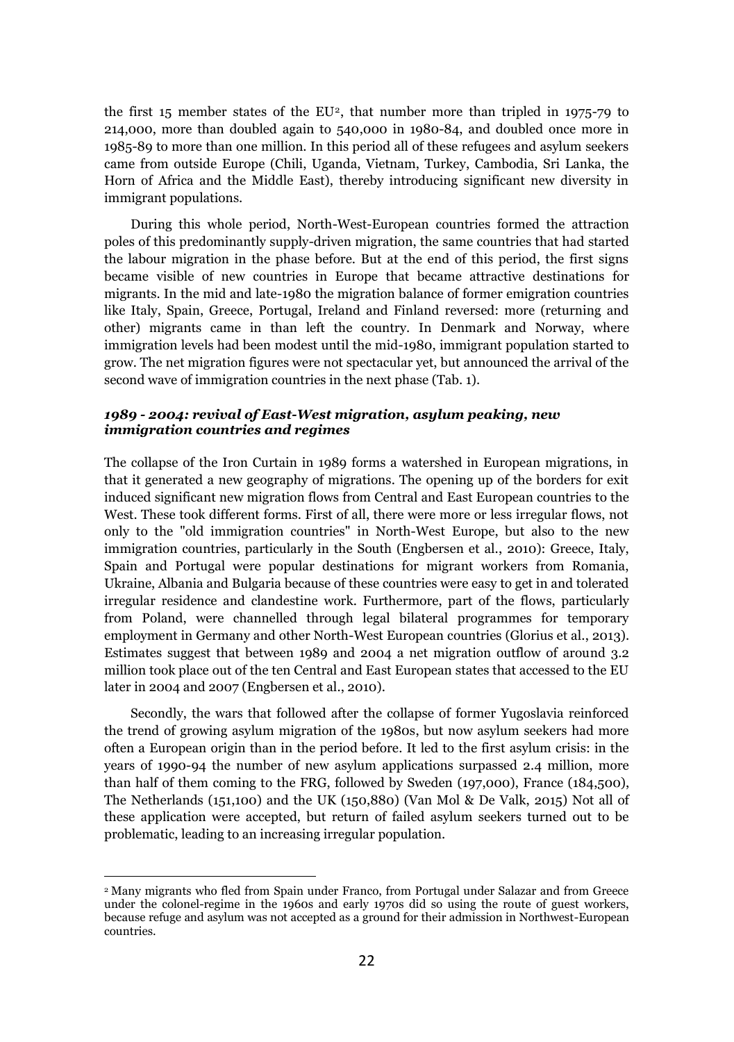the first 15 member states of the EU[2], that number more than tripled in 1975-79 to 214,000, more than doubled again to 540,000 in 1980-84, and doubled once more in 1985-89 to more than one million. In this period all of these refugees and asylum seekers came from outside Europe (Chili, Uganda, Vietnam, Turkey, Cambodia, Sri Lanka, the Horn of Africa and the Middle East), thereby introducing significant new diversity in immigrant populations.

During this whole period, North-West-European countries formed the attraction poles of this predominantly supply-driven migration, the same countries that had started the labour migration in the phase before. But at the end of this period, the first signs became visible of new countries in Europe that became attractive destinations for migrants. In the mid and late-1980 the migration balance of former emigration countries like Italy, Spain, Greece, Portugal, Ireland and Finland reversed: more (returning and other) migrants came in than left the country. In Denmark and Norway, where immigration levels had been modest until the mid-1980, immigrant population started to grow. The net migration figures were not spectacular yet, but announced the arrival of the second wave of immigration countries in the next phase (Tab. 1).

### *1989 - 2004: revival of East-West migration, asylum peaking, new immigration countries and regimes*

The collapse of the Iron Curtain in 1989 forms a watershed in European migrations, in that it generated a new geography of migrations. The opening up of the borders for exit induced significant new migration flows from Central and East European countries to the West. These took different forms. First of all, there were more or less irregular flows, not only to the "old immigration countries" in North-West Europe, but also to the new immigration countries, particularly in the South (Engbersen et al., 2010): Greece, Italy, Spain and Portugal were popular destinations for migrant workers from Romania, Ukraine, Albania and Bulgaria because of these countries were easy to get in and tolerated irregular residence and clandestine work. Furthermore, part of the flows, particularly from Poland, were channelled through legal bilateral programmes for temporary employment in Germany and other North-West European countries (Glorius et al., 2013). Estimates suggest that between 1989 and 2004 a net migration outflow of around 3.2 million took place out of the ten Central and East European states that accessed to the EU later in 2004 and 2007 (Engbersen et al., 2010).

Secondly, the wars that followed after the collapse of former Yugoslavia reinforced the trend of growing asylum migration of the 1980s, but now asylum seekers had more often a European origin than in the period before. It led to the first asylum crisis: in the years of 1990-94 the number of new asylum applications surpassed 2.4 million, more than half of them coming to the FRG, followed by Sweden (197,000), France (184,500), The Netherlands (151,100) and the UK (150,880) (Van Mol & De Valk, 2015) Not all of these application were accepted, but return of failed asylum seekers turned out to be problematic, leading to an increasing irregular population.

---

[2] Many migrants who fled from Spain under Franco, from Portugal under Salazar and from Greece under the colonel-regime in the 1960s and early 1970s did so using the route of guest workers, because refuge and asylum was not accepted as a ground for their admission in Northwest-European countries.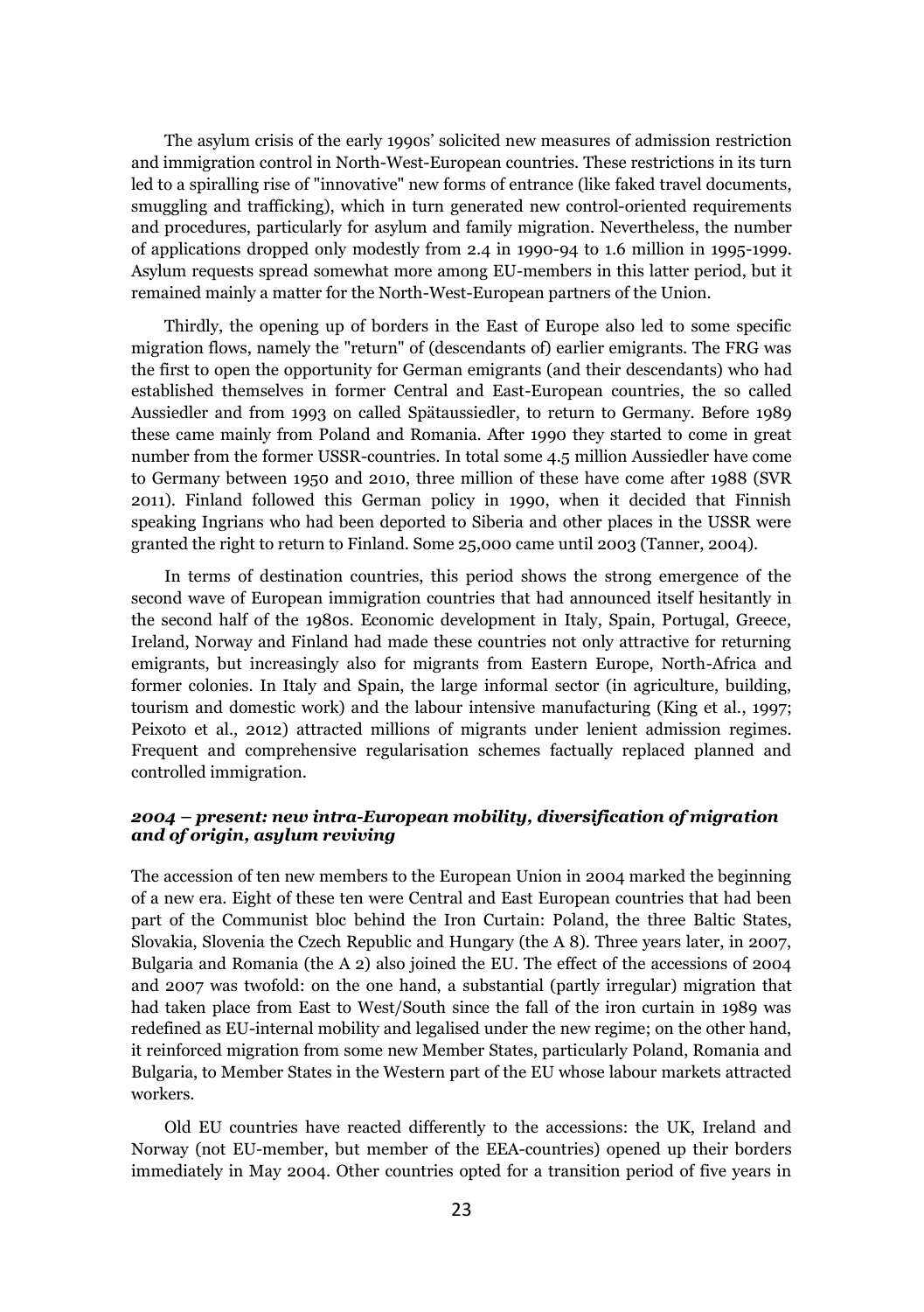The asylum crisis of the early 1990s' solicited new measures of admission restriction and immigration control in North-West-European countries. These restrictions in its turn led to a spiralling rise of "innovative" new forms of entrance (like faked travel documents, smuggling and trafficking), which in turn generated new control-oriented requirements and procedures, particularly for asylum and family migration. Nevertheless, the number of applications dropped only modestly from 2.4 in 1990-94 to 1.6 million in 1995-1999. Asylum requests spread somewhat more among EU-members in this latter period, but it remained mainly a matter for the North-West-European partners of the Union.

Thirdly, the opening up of borders in the East of Europe also led to some specific migration flows, namely the "return" of (descendants of) earlier emigrants. The FRG was the first to open the opportunity for German emigrants (and their descendants) who had established themselves in former Central and East-European countries, the so called Aussiedler and from 1993 on called Spätaussiedler, to return to Germany. Before 1989 these came mainly from Poland and Romania. After 1990 they started to come in great number from the former USSR-countries. In total some 4.5 million Aussiedler have come to Germany between 1950 and 2010, three million of these have come after 1988 (SVR 2011). Finland followed this German policy in 1990, when it decided that Finnish speaking Ingrians who had been deported to Siberia and other places in the USSR were granted the right to return to Finland. Some 25,000 came until 2003 (Tanner, 2004).

In terms of destination countries, this period shows the strong emergence of the second wave of European immigration countries that had announced itself hesitantly in the second half of the 1980s. Economic development in Italy, Spain, Portugal, Greece, Ireland, Norway and Finland had made these countries not only attractive for returning emigrants, but increasingly also for migrants from Eastern Europe, North-Africa and former colonies. In Italy and Spain, the large informal sector (in agriculture, building, tourism and domestic work) and the labour intensive manufacturing (King et al., 1997; Peixoto et al., 2012) attracted millions of migrants under lenient admission regimes. Frequent and comprehensive regularisation schemes factually replaced planned and controlled immigration.

### *2004 – present: new intra-European mobility, diversification of migration and of origin, asylum reviving*

The accession of ten new members to the European Union in 2004 marked the beginning of a new era. Eight of these ten were Central and East European countries that had been part of the Communist bloc behind the Iron Curtain: Poland, the three Baltic States, Slovakia, Slovenia the Czech Republic and Hungary (the A 8). Three years later, in 2007, Bulgaria and Romania (the A 2) also joined the EU. The effect of the accessions of 2004 and 2007 was twofold: on the one hand, a substantial (partly irregular) migration that had taken place from East to West/South since the fall of the iron curtain in 1989 was redefined as EU-internal mobility and legalised under the new regime; on the other hand, it reinforced migration from some new Member States, particularly Poland, Romania and Bulgaria, to Member States in the Western part of the EU whose labour markets attracted workers.

Old EU countries have reacted differently to the accessions: the UK, Ireland and Norway (not EU-member, but member of the EEA-countries) opened up their borders immediately in May 2004. Other countries opted for a transition period of five years in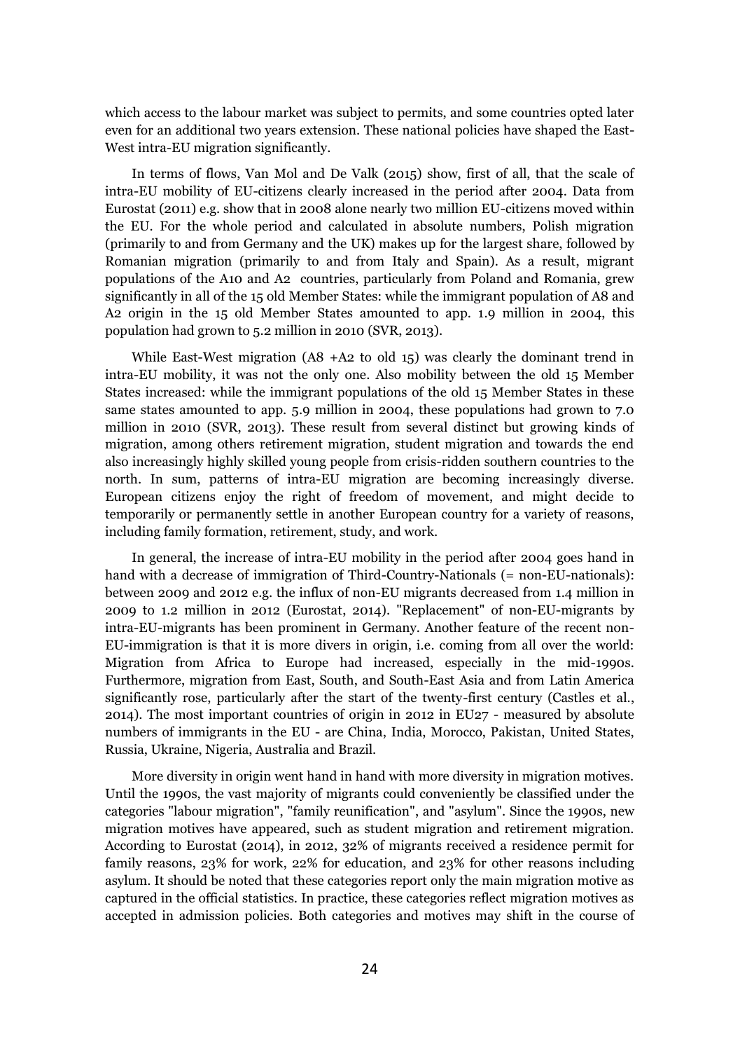which access to the labour market was subject to permits, and some countries opted later even for an additional two years extension. These national policies have shaped the East-West intra-EU migration significantly.

In terms of flows, Van Mol and De Valk (2015) show, first of all, that the scale of intra-EU mobility of EU-citizens clearly increased in the period after 2004. Data from Eurostat (2011) e.g. show that in 2008 alone nearly two million EU-citizens moved within the EU. For the whole period and calculated in absolute numbers, Polish migration (primarily to and from Germany and the UK) makes up for the largest share, followed by Romanian migration (primarily to and from Italy and Spain). As a result, migrant populations of the A10 and A2 countries, particularly from Poland and Romania, grew significantly in all of the 15 old Member States: while the immigrant population of A8 and A2 origin in the 15 old Member States amounted to app. 1.9 million in 2004, this population had grown to 5.2 million in 2010 (SVR, 2013).

While East-West migration (A8 +A2 to old 15) was clearly the dominant trend in intra-EU mobility, it was not the only one. Also mobility between the old 15 Member States increased: while the immigrant populations of the old 15 Member States in these same states amounted to app. 5.9 million in 2004, these populations had grown to 7.0 million in 2010 (SVR, 2013). These result from several distinct but growing kinds of migration, among others retirement migration, student migration and towards the end also increasingly highly skilled young people from crisis-ridden southern countries to the north. In sum, patterns of intra-EU migration are becoming increasingly diverse. European citizens enjoy the right of freedom of movement, and might decide to temporarily or permanently settle in another European country for a variety of reasons, including family formation, retirement, study, and work.

In general, the increase of intra-EU mobility in the period after 2004 goes hand in hand with a decrease of immigration of Third-Country-Nationals (= non-EU-nationals): between 2009 and 2012 e.g. the influx of non-EU migrants decreased from 1.4 million in 2009 to 1.2 million in 2012 (Eurostat, 2014). "Replacement" of non-EU-migrants by intra-EU-migrants has been prominent in Germany. Another feature of the recent non-EU-immigration is that it is more divers in origin, i.e. coming from all over the world: Migration from Africa to Europe had increased, especially in the mid-1990s. Furthermore, migration from East, South, and South-East Asia and from Latin America significantly rose, particularly after the start of the twenty-first century (Castles et al., 2014). The most important countries of origin in 2012 in EU27 - measured by absolute numbers of immigrants in the EU - are China, India, Morocco, Pakistan, United States, Russia, Ukraine, Nigeria, Australia and Brazil.

More diversity in origin went hand in hand with more diversity in migration motives. Until the 1990s, the vast majority of migrants could conveniently be classified under the categories "labour migration", "family reunification", and "asylum". Since the 1990s, new migration motives have appeared, such as student migration and retirement migration. According to Eurostat (2014), in 2012, 32% of migrants received a residence permit for family reasons, 23% for work, 22% for education, and 23% for other reasons including asylum. It should be noted that these categories report only the main migration motive as captured in the official statistics. In practice, these categories reflect migration motives as accepted in admission policies. Both categories and motives may shift in the course of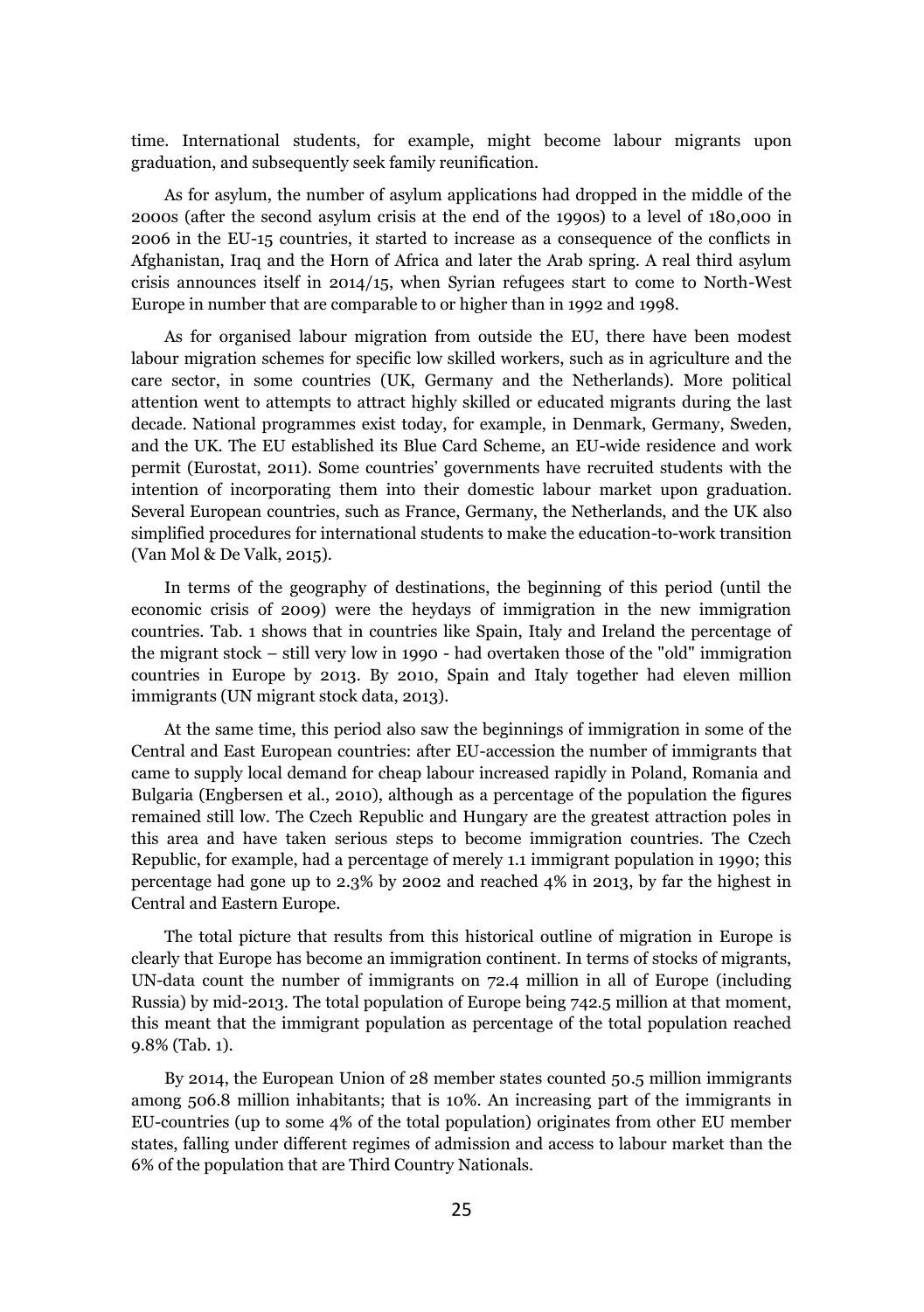time. International students, for example, might become labour migrants upon graduation, and subsequently seek family reunification.

As for asylum, the number of asylum applications had dropped in the middle of the 2000s (after the second asylum crisis at the end of the 1990s) to a level of 180,000 in 2006 in the EU-15 countries, it started to increase as a consequence of the conflicts in Afghanistan, Iraq and the Horn of Africa and later the Arab spring. A real third asylum crisis announces itself in 2014/15, when Syrian refugees start to come to North-West Europe in number that are comparable to or higher than in 1992 and 1998.

As for organised labour migration from outside the EU, there have been modest labour migration schemes for specific low skilled workers, such as in agriculture and the care sector, in some countries (UK, Germany and the Netherlands). More political attention went to attempts to attract highly skilled or educated migrants during the last decade. National programmes exist today, for example, in Denmark, Germany, Sweden, and the UK. The EU established its Blue Card Scheme, an EU-wide residence and work permit (Eurostat, 2011). Some countries' governments have recruited students with the intention of incorporating them into their domestic labour market upon graduation. Several European countries, such as France, Germany, the Netherlands, and the UK also simplified procedures for international students to make the education-to-work transition (Van Mol & De Valk, 2015).

In terms of the geography of destinations, the beginning of this period (until the economic crisis of 2009) were the heydays of immigration in the new immigration countries. Tab. 1 shows that in countries like Spain, Italy and Ireland the percentage of the migrant stock – still very low in 1990 - had overtaken those of the "old" immigration countries in Europe by 2013. By 2010, Spain and Italy together had eleven million immigrants (UN migrant stock data, 2013).

At the same time, this period also saw the beginnings of immigration in some of the Central and East European countries: after EU-accession the number of immigrants that came to supply local demand for cheap labour increased rapidly in Poland, Romania and Bulgaria (Engbersen et al., 2010), although as a percentage of the population the figures remained still low. The Czech Republic and Hungary are the greatest attraction poles in this area and have taken serious steps to become immigration countries. The Czech Republic, for example, had a percentage of merely 1.1 immigrant population in 1990; this percentage had gone up to 2.3% by 2002 and reached 4% in 2013, by far the highest in Central and Eastern Europe.

The total picture that results from this historical outline of migration in Europe is clearly that Europe has become an immigration continent. In terms of stocks of migrants, UN-data count the number of immigrants on 72.4 million in all of Europe (including Russia) by mid-2013. The total population of Europe being 742.5 million at that moment, this meant that the immigrant population as percentage of the total population reached 9.8% (Tab. 1).

By 2014, the European Union of 28 member states counted 50.5 million immigrants among 506.8 million inhabitants; that is 10%. An increasing part of the immigrants in EU-countries (up to some 4% of the total population) originates from other EU member states, falling under different regimes of admission and access to labour market than the 6% of the population that are Third Country Nationals.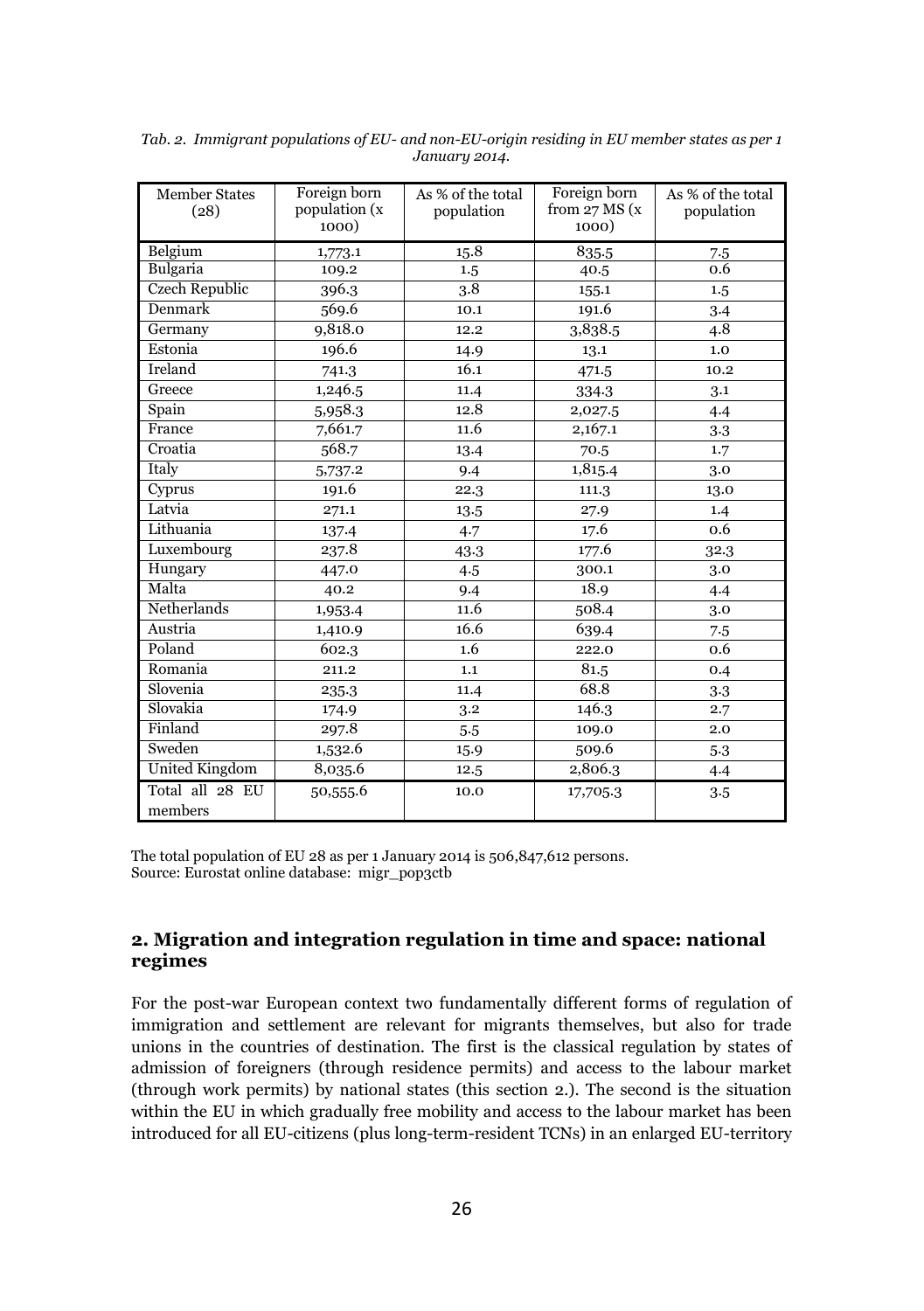*Tab. 2. Immigrant populations of EU- and non-EU-origin residing in EU member states as per 1 January 2014.*

| Member States (28) | Foreign born population (x 1000) | As % of the total population | Foreign born from 27 MS (x 1000) | As % of the total population |
|---|---|---|---|---|
| Belgium | 1,773.1 | 15.8 | 835.5 | 7.5 |
| Bulgaria | 109.2 | 1.5 | 40.5 | 0.6 |
| Czech Republic | 396.3 | 3.8 | 155.1 | 1.5 |
| Denmark | 569.6 | 10.1 | 191.6 | 3.4 |
| Germany | 9,818.0 | 12.2 | 3,838.5 | 4.8 |
| Estonia | 196.6 | 14.9 | 13.1 | 1.0 |
| Ireland | 741.3 | 16.1 | 471.5 | 10.2 |
| Greece | 1,246.5 | 11.4 | 334.3 | 3.1 |
| Spain | 5,958.3 | 12.8 | 2,027.5 | 4.4 |
| France | 7,661.7 | 11.6 | 2,167.1 | 3.3 |
| Croatia | 568.7 | 13.4 | 70.5 | 1.7 |
| Italy | 5,737.2 | 9.4 | 1,815.4 | 3.0 |
| Cyprus | 191.6 | 22.3 | 111.3 | 13.0 |
| Latvia | 271.1 | 13.5 | 27.9 | 1.4 |
| Lithuania | 137.4 | 4.7 | 17.6 | 0.6 |
| Luxembourg | 237.8 | 43.3 | 177.6 | 32.3 |
| Hungary | 447.0 | 4.5 | 300.1 | 3.0 |
| Malta | 40.2 | 9.4 | 18.9 | 4.4 |
| Netherlands | 1,953.4 | 11.6 | 508.4 | 3.0 |
| Austria | 1,410.9 | 16.6 | 639.4 | 7.5 |
| Poland | 602.3 | 1.6 | 222.0 | 0.6 |
| Romania | 211.2 | 1.1 | 81.5 | 0.4 |
| Slovenia | 235.3 | 11.4 | 68.8 | 3.3 |
| Slovakia | 174.9 | 3.2 | 146.3 | 2.7 |
| Finland | 297.8 | 5.5 | 109.0 | 2.0 |
| Sweden | 1,532.6 | 15.9 | 509.6 | 5.3 |
| United Kingdom | 8,035.6 | 12.5 | 2,806.3 | 4.4 |
| Total all 28 EU members | 50,555.6 | 10.0 | 17,705.3 | 3.5 |

The total population of EU 28 as per 1 January 2014 is 506,847,612 persons.
Source: Eurostat online database: migr_pop3ctb

## 2. Migration and integration regulation in time and space: national regimes

For the post-war European context two fundamentally different forms of regulation of immigration and settlement are relevant for migrants themselves, but also for trade unions in the countries of destination. The first is the classical regulation by states of admission of foreigners (through residence permits) and access to the labour market (through work permits) by national states (this section 2.). The second is the situation within the EU in which gradually free mobility and access to the labour market has been introduced for all EU-citizens (plus long-term-resident TCNs) in an enlarged EU-territory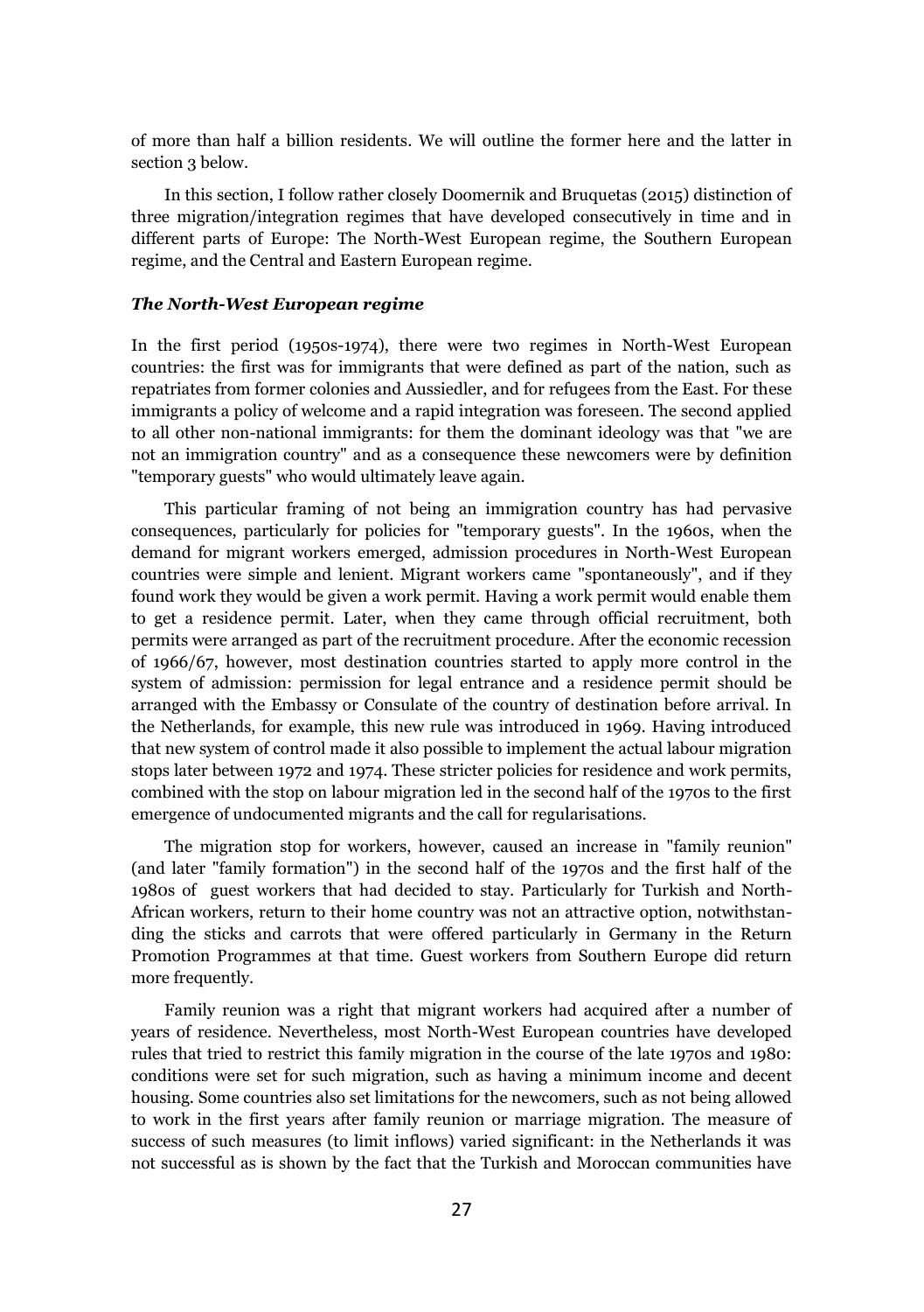of more than half a billion residents. We will outline the former here and the latter in section 3 below.

In this section, I follow rather closely Doomernik and Bruquetas (2015) distinction of three migration/integration regimes that have developed consecutively in time and in different parts of Europe: The North-West European regime, the Southern European regime, and the Central and Eastern European regime.

### *The North-West European regime*

In the first period (1950s-1974), there were two regimes in North-West European countries: the first was for immigrants that were defined as part of the nation, such as repatriates from former colonies and Aussiedler, and for refugees from the East. For these immigrants a policy of welcome and a rapid integration was foreseen. The second applied to all other non-national immigrants: for them the dominant ideology was that "we are not an immigration country" and as a consequence these newcomers were by definition "temporary guests" who would ultimately leave again.

This particular framing of not being an immigration country has had pervasive consequences, particularly for policies for "temporary guests". In the 1960s, when the demand for migrant workers emerged, admission procedures in North-West European countries were simple and lenient. Migrant workers came "spontaneously", and if they found work they would be given a work permit. Having a work permit would enable them to get a residence permit. Later, when they came through official recruitment, both permits were arranged as part of the recruitment procedure. After the economic recession of 1966/67, however, most destination countries started to apply more control in the system of admission: permission for legal entrance and a residence permit should be arranged with the Embassy or Consulate of the country of destination before arrival. In the Netherlands, for example, this new rule was introduced in 1969. Having introduced that new system of control made it also possible to implement the actual labour migration stops later between 1972 and 1974. These stricter policies for residence and work permits, combined with the stop on labour migration led in the second half of the 1970s to the first emergence of undocumented migrants and the call for regularisations.

The migration stop for workers, however, caused an increase in "family reunion" (and later "family formation") in the second half of the 1970s and the first half of the 1980s of guest workers that had decided to stay. Particularly for Turkish and North-African workers, return to their home country was not an attractive option, notwithstanding the sticks and carrots that were offered particularly in Germany in the Return Promotion Programmes at that time. Guest workers from Southern Europe did return more frequently.

Family reunion was a right that migrant workers had acquired after a number of years of residence. Nevertheless, most North-West European countries have developed rules that tried to restrict this family migration in the course of the late 1970s and 1980: conditions were set for such migration, such as having a minimum income and decent housing. Some countries also set limitations for the newcomers, such as not being allowed to work in the first years after family reunion or marriage migration. The measure of success of such measures (to limit inflows) varied significant: in the Netherlands it was not successful as is shown by the fact that the Turkish and Moroccan communities have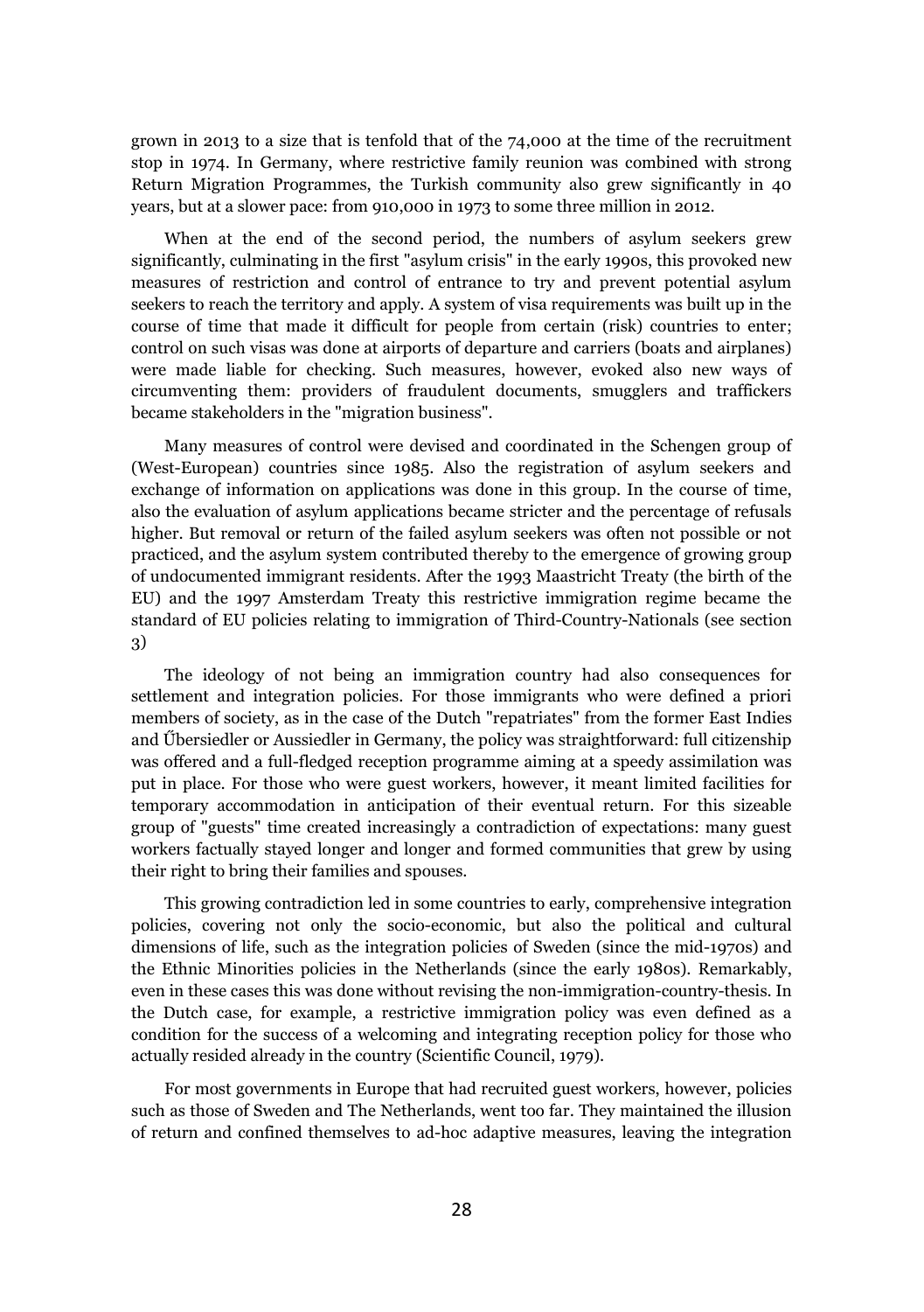grown in 2013 to a size that is tenfold that of the 74,000 at the time of the recruitment stop in 1974. In Germany, where restrictive family reunion was combined with strong Return Migration Programmes, the Turkish community also grew significantly in 40 years, but at a slower pace: from 910,000 in 1973 to some three million in 2012.

When at the end of the second period, the numbers of asylum seekers grew significantly, culminating in the first "asylum crisis" in the early 1990s, this provoked new measures of restriction and control of entrance to try and prevent potential asylum seekers to reach the territory and apply. A system of visa requirements was built up in the course of time that made it difficult for people from certain (risk) countries to enter; control on such visas was done at airports of departure and carriers (boats and airplanes) were made liable for checking. Such measures, however, evoked also new ways of circumventing them: providers of fraudulent documents, smugglers and traffickers became stakeholders in the "migration business".

Many measures of control were devised and coordinated in the Schengen group of (West-European) countries since 1985. Also the registration of asylum seekers and exchange of information on applications was done in this group. In the course of time, also the evaluation of asylum applications became stricter and the percentage of refusals higher. But removal or return of the failed asylum seekers was often not possible or not practiced, and the asylum system contributed thereby to the emergence of growing group of undocumented immigrant residents. After the 1993 Maastricht Treaty (the birth of the EU) and the 1997 Amsterdam Treaty this restrictive immigration regime became the standard of EU policies relating to immigration of Third-Country-Nationals (see section 3)

The ideology of not being an immigration country had also consequences for settlement and integration policies. For those immigrants who were defined a priori members of society, as in the case of the Dutch "repatriates" from the former East Indies and Űbersiedler or Aussiedler in Germany, the policy was straightforward: full citizenship was offered and a full-fledged reception programme aiming at a speedy assimilation was put in place. For those who were guest workers, however, it meant limited facilities for temporary accommodation in anticipation of their eventual return. For this sizeable group of "guests" time created increasingly a contradiction of expectations: many guest workers factually stayed longer and longer and formed communities that grew by using their right to bring their families and spouses.

This growing contradiction led in some countries to early, comprehensive integration policies, covering not only the socio-economic, but also the political and cultural dimensions of life, such as the integration policies of Sweden (since the mid-1970s) and the Ethnic Minorities policies in the Netherlands (since the early 1980s). Remarkably, even in these cases this was done without revising the non-immigration-country-thesis. In the Dutch case, for example, a restrictive immigration policy was even defined as a condition for the success of a welcoming and integrating reception policy for those who actually resided already in the country (Scientific Council, 1979).

For most governments in Europe that had recruited guest workers, however, policies such as those of Sweden and The Netherlands, went too far. They maintained the illusion of return and confined themselves to ad-hoc adaptive measures, leaving the integration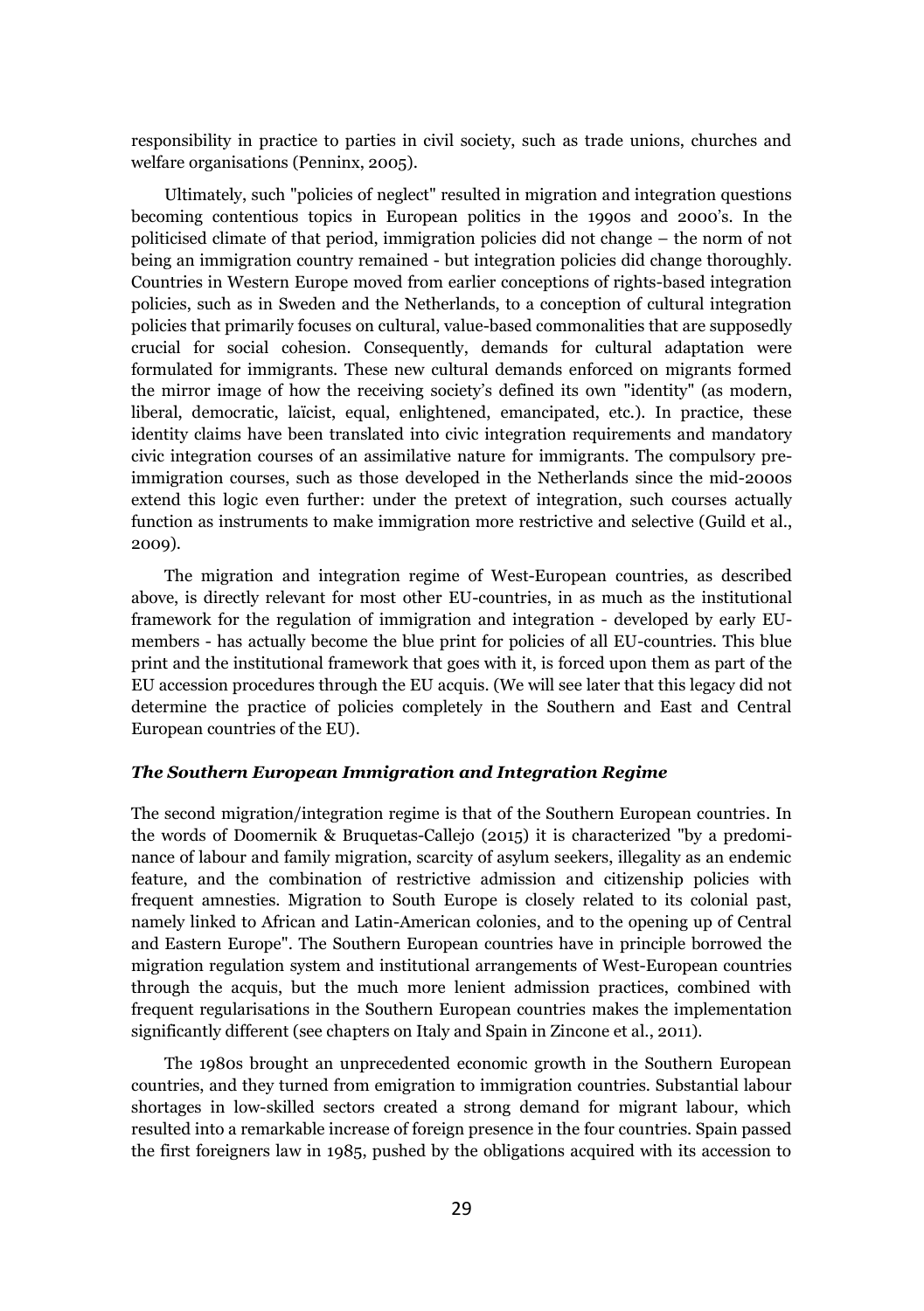responsibility in practice to parties in civil society, such as trade unions, churches and welfare organisations (Penninx, 2005).

Ultimately, such "policies of neglect" resulted in migration and integration questions becoming contentious topics in European politics in the 1990s and 2000's. In the politicised climate of that period, immigration policies did not change – the norm of not being an immigration country remained - but integration policies did change thoroughly. Countries in Western Europe moved from earlier conceptions of rights-based integration policies, such as in Sweden and the Netherlands, to a conception of cultural integration policies that primarily focuses on cultural, value-based commonalities that are supposedly crucial for social cohesion. Consequently, demands for cultural adaptation were formulated for immigrants. These new cultural demands enforced on migrants formed the mirror image of how the receiving society's defined its own "identity" (as modern, liberal, democratic, laïcist, equal, enlightened, emancipated, etc.). In practice, these identity claims have been translated into civic integration requirements and mandatory civic integration courses of an assimilative nature for immigrants. The compulsory pre-immigration courses, such as those developed in the Netherlands since the mid-2000s extend this logic even further: under the pretext of integration, such courses actually function as instruments to make immigration more restrictive and selective (Guild et al., 2009).

The migration and integration regime of West-European countries, as described above, is directly relevant for most other EU-countries, in as much as the institutional framework for the regulation of immigration and integration - developed by early EU-members - has actually become the blue print for policies of all EU-countries. This blue print and the institutional framework that goes with it, is forced upon them as part of the EU accession procedures through the EU acquis. (We will see later that this legacy did not determine the practice of policies completely in the Southern and East and Central European countries of the EU).

### *The Southern European Immigration and Integration Regime*

The second migration/integration regime is that of the Southern European countries. In the words of Doomernik & Bruquetas-Callejo (2015) it is characterized "by a predominance of labour and family migration, scarcity of asylum seekers, illegality as an endemic feature, and the combination of restrictive admission and citizenship policies with frequent amnesties. Migration to South Europe is closely related to its colonial past, namely linked to African and Latin-American colonies, and to the opening up of Central and Eastern Europe". The Southern European countries have in principle borrowed the migration regulation system and institutional arrangements of West-European countries through the acquis, but the much more lenient admission practices, combined with frequent regularisations in the Southern European countries makes the implementation significantly different (see chapters on Italy and Spain in Zincone et al., 2011).

The 1980s brought an unprecedented economic growth in the Southern European countries, and they turned from emigration to immigration countries. Substantial labour shortages in low-skilled sectors created a strong demand for migrant labour, which resulted into a remarkable increase of foreign presence in the four countries. Spain passed the first foreigners law in 1985, pushed by the obligations acquired with its accession to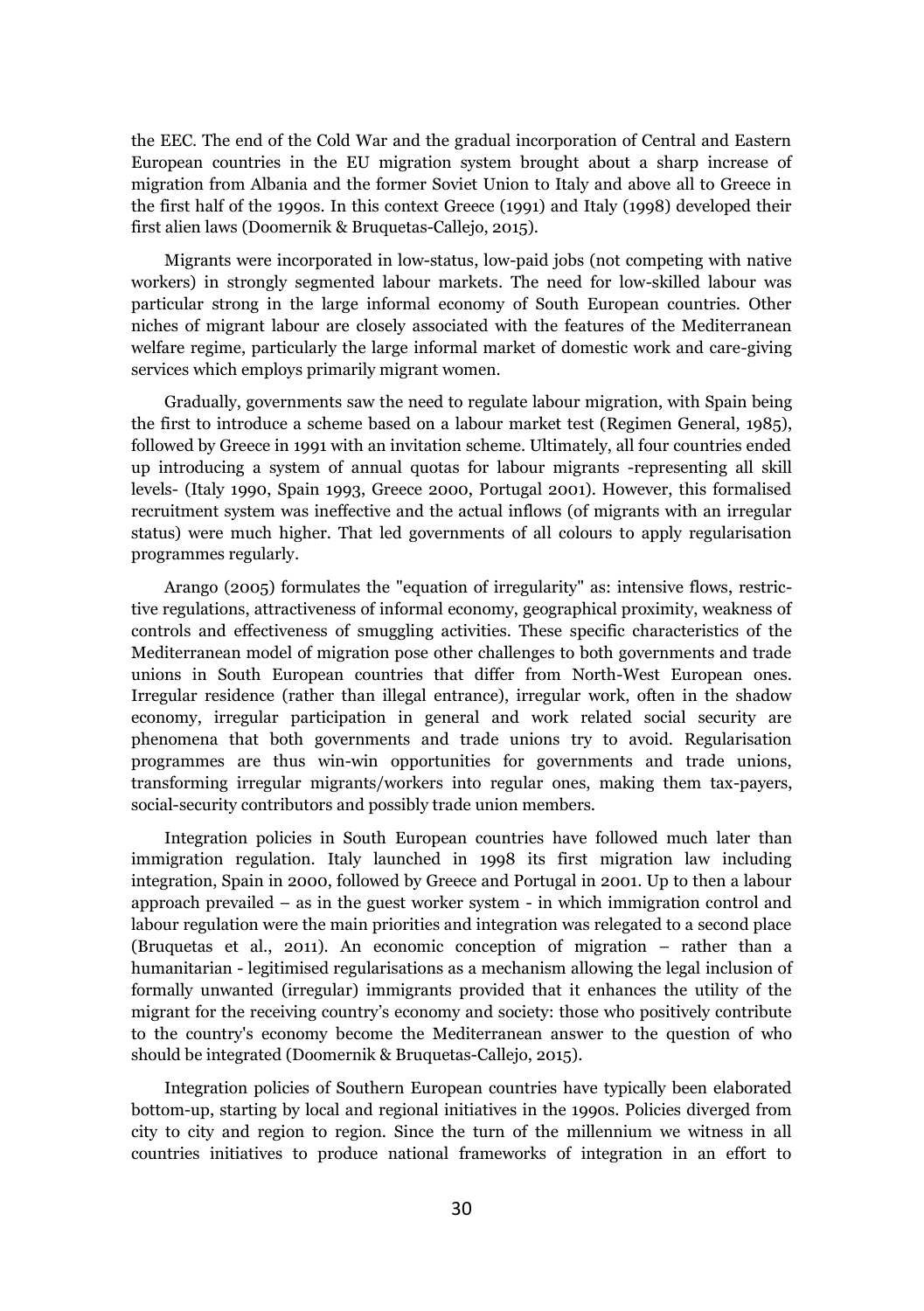the EEC. The end of the Cold War and the gradual incorporation of Central and Eastern European countries in the EU migration system brought about a sharp increase of migration from Albania and the former Soviet Union to Italy and above all to Greece in the first half of the 1990s. In this context Greece (1991) and Italy (1998) developed their first alien laws (Doomernik & Bruquetas-Callejo, 2015).

Migrants were incorporated in low-status, low-paid jobs (not competing with native workers) in strongly segmented labour markets. The need for low-skilled labour was particular strong in the large informal economy of South European countries. Other niches of migrant labour are closely associated with the features of the Mediterranean welfare regime, particularly the large informal market of domestic work and care-giving services which employs primarily migrant women.

Gradually, governments saw the need to regulate labour migration, with Spain being the first to introduce a scheme based on a labour market test (Regimen General, 1985), followed by Greece in 1991 with an invitation scheme. Ultimately, all four countries ended up introducing a system of annual quotas for labour migrants -representing all skill levels- (Italy 1990, Spain 1993, Greece 2000, Portugal 2001). However, this formalised recruitment system was ineffective and the actual inflows (of migrants with an irregular status) were much higher. That led governments of all colours to apply regularisation programmes regularly.

Arango (2005) formulates the "equation of irregularity" as: intensive flows, restrictive regulations, attractiveness of informal economy, geographical proximity, weakness of controls and effectiveness of smuggling activities. These specific characteristics of the Mediterranean model of migration pose other challenges to both governments and trade unions in South European countries that differ from North-West European ones. Irregular residence (rather than illegal entrance), irregular work, often in the shadow economy, irregular participation in general and work related social security are phenomena that both governments and trade unions try to avoid. Regularisation programmes are thus win-win opportunities for governments and trade unions, transforming irregular migrants/workers into regular ones, making them tax-payers, social-security contributors and possibly trade union members.

Integration policies in South European countries have followed much later than immigration regulation. Italy launched in 1998 its first migration law including integration, Spain in 2000, followed by Greece and Portugal in 2001. Up to then a labour approach prevailed – as in the guest worker system - in which immigration control and labour regulation were the main priorities and integration was relegated to a second place (Bruquetas et al., 2011). An economic conception of migration – rather than a humanitarian - legitimised regularisations as a mechanism allowing the legal inclusion of formally unwanted (irregular) immigrants provided that it enhances the utility of the migrant for the receiving country's economy and society: those who positively contribute to the country's economy become the Mediterranean answer to the question of who should be integrated (Doomernik & Bruquetas-Callejo, 2015).

Integration policies of Southern European countries have typically been elaborated bottom-up, starting by local and regional initiatives in the 1990s. Policies diverged from city to city and region to region. Since the turn of the millennium we witness in all countries initiatives to produce national frameworks of integration in an effort to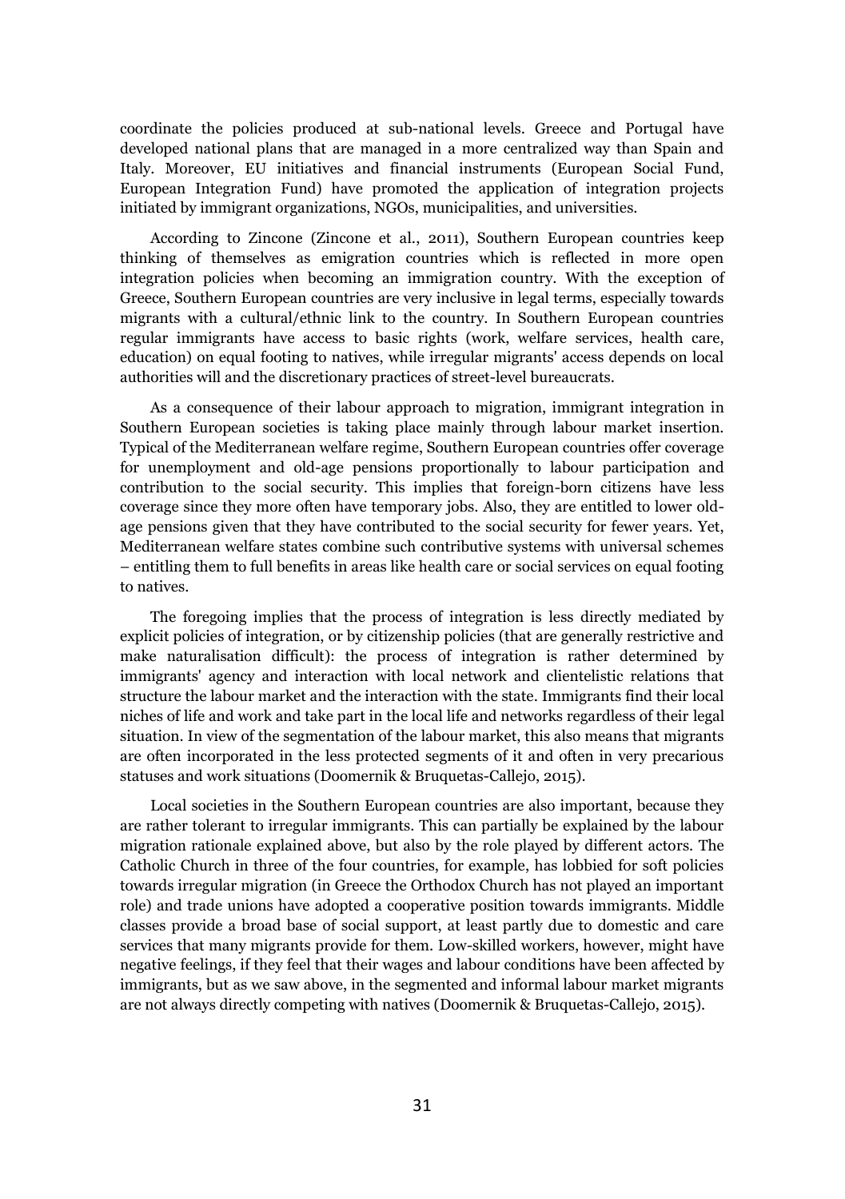coordinate the policies produced at sub-national levels. Greece and Portugal have developed national plans that are managed in a more centralized way than Spain and Italy. Moreover, EU initiatives and financial instruments (European Social Fund, European Integration Fund) have promoted the application of integration projects initiated by immigrant organizations, NGOs, municipalities, and universities.

According to Zincone (Zincone et al., 2011), Southern European countries keep thinking of themselves as emigration countries which is reflected in more open integration policies when becoming an immigration country. With the exception of Greece, Southern European countries are very inclusive in legal terms, especially towards migrants with a cultural/ethnic link to the country. In Southern European countries regular immigrants have access to basic rights (work, welfare services, health care, education) on equal footing to natives, while irregular migrants' access depends on local authorities will and the discretionary practices of street-level bureaucrats.

As a consequence of their labour approach to migration, immigrant integration in Southern European societies is taking place mainly through labour market insertion. Typical of the Mediterranean welfare regime, Southern European countries offer coverage for unemployment and old-age pensions proportionally to labour participation and contribution to the social security. This implies that foreign-born citizens have less coverage since they more often have temporary jobs. Also, they are entitled to lower old-age pensions given that they have contributed to the social security for fewer years. Yet, Mediterranean welfare states combine such contributive systems with universal schemes – entitling them to full benefits in areas like health care or social services on equal footing to natives.

The foregoing implies that the process of integration is less directly mediated by explicit policies of integration, or by citizenship policies (that are generally restrictive and make naturalisation difficult): the process of integration is rather determined by immigrants' agency and interaction with local network and clientelistic relations that structure the labour market and the interaction with the state. Immigrants find their local niches of life and work and take part in the local life and networks regardless of their legal situation. In view of the segmentation of the labour market, this also means that migrants are often incorporated in the less protected segments of it and often in very precarious statuses and work situations (Doomernik & Bruquetas-Callejo, 2015).

Local societies in the Southern European countries are also important, because they are rather tolerant to irregular immigrants. This can partially be explained by the labour migration rationale explained above, but also by the role played by different actors. The Catholic Church in three of the four countries, for example, has lobbied for soft policies towards irregular migration (in Greece the Orthodox Church has not played an important role) and trade unions have adopted a cooperative position towards immigrants. Middle classes provide a broad base of social support, at least partly due to domestic and care services that many migrants provide for them. Low-skilled workers, however, might have negative feelings, if they feel that their wages and labour conditions have been affected by immigrants, but as we saw above, in the segmented and informal labour market migrants are not always directly competing with natives (Doomernik & Bruquetas-Callejo, 2015).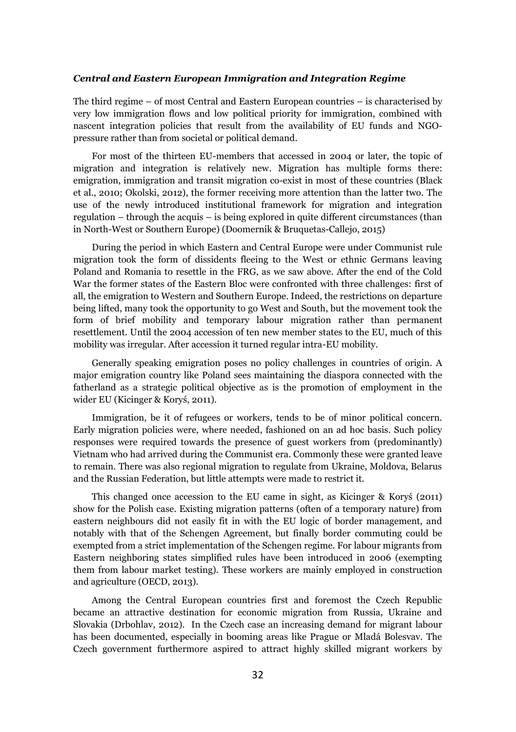### *Central and Eastern European Immigration and Integration Regime*

The third regime – of most Central and Eastern European countries – is characterised by very low immigration flows and low political priority for immigration, combined with nascent integration policies that result from the availability of EU funds and NGO-pressure rather than from societal or political demand.

For most of the thirteen EU-members that accessed in 2004 or later, the topic of migration and integration is relatively new. Migration has multiple forms there: emigration, immigration and transit migration co-exist in most of these countries (Black et al., 2010; Okolski, 2012), the former receiving more attention than the latter two. The use of the newly introduced institutional framework for migration and integration regulation – through the acquis – is being explored in quite different circumstances (than in North-West or Southern Europe) (Doomernik & Bruquetas-Callejo, 2015)

During the period in which Eastern and Central Europe were under Communist rule migration took the form of dissidents fleeing to the West or ethnic Germans leaving Poland and Romania to resettle in the FRG, as we saw above. After the end of the Cold War the former states of the Eastern Bloc were confronted with three challenges: first of all, the emigration to Western and Southern Europe. Indeed, the restrictions on departure being lifted, many took the opportunity to go West and South, but the movement took the form of brief mobility and temporary labour migration rather than permanent resettlement. Until the 2004 accession of ten new member states to the EU, much of this mobility was irregular. After accession it turned regular intra-EU mobility.

Generally speaking emigration poses no policy challenges in countries of origin. A major emigration country like Poland sees maintaining the diaspora connected with the fatherland as a strategic political objective as is the promotion of employment in the wider EU (Kicinger & Koryś, 2011).

Immigration, be it of refugees or workers, tends to be of minor political concern. Early migration policies were, where needed, fashioned on an ad hoc basis. Such policy responses were required towards the presence of guest workers from (predominantly) Vietnam who had arrived during the Communist era. Commonly these were granted leave to remain. There was also regional migration to regulate from Ukraine, Moldova, Belarus and the Russian Federation, but little attempts were made to restrict it.

This changed once accession to the EU came in sight, as Kicinger & Koryś (2011) show for the Polish case. Existing migration patterns (often of a temporary nature) from eastern neighbours did not easily fit in with the EU logic of border management, and notably with that of the Schengen Agreement, but finally border commuting could be exempted from a strict implementation of the Schengen regime. For labour migrants from Eastern neighboring states simplified rules have been introduced in 2006 (exempting them from labour market testing). These workers are mainly employed in construction and agriculture (OECD, 2013).

Among the Central European countries first and foremost the Czech Republic became an attractive destination for economic migration from Russia, Ukraine and Slovakia (Drbohlav, 2012). In the Czech case an increasing demand for migrant labour has been documented, especially in booming areas like Prague or Mladá Bolesvav. The Czech government furthermore aspired to attract highly skilled migrant workers by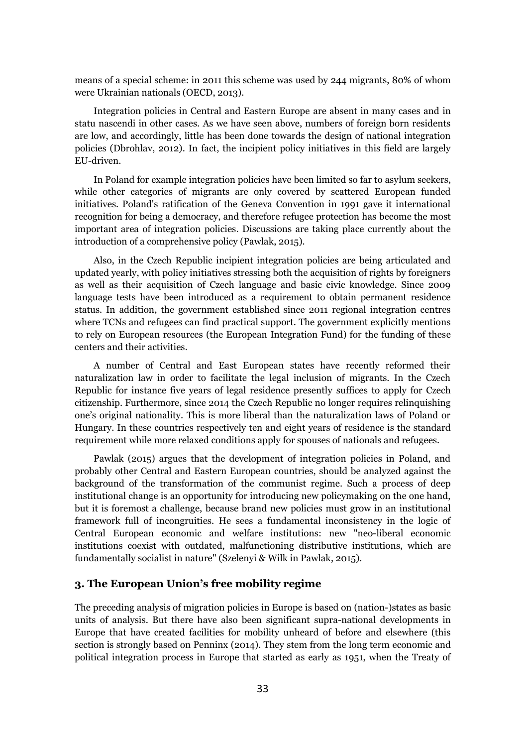means of a special scheme: in 2011 this scheme was used by 244 migrants, 80% of whom were Ukrainian nationals (OECD, 2013).

Integration policies in Central and Eastern Europe are absent in many cases and in statu nascendi in other cases. As we have seen above, numbers of foreign born residents are low, and accordingly, little has been done towards the design of national integration policies (Dbrohlav, 2012). In fact, the incipient policy initiatives in this field are largely EU-driven.

In Poland for example integration policies have been limited so far to asylum seekers, while other categories of migrants are only covered by scattered European funded initiatives. Poland's ratification of the Geneva Convention in 1991 gave it international recognition for being a democracy, and therefore refugee protection has become the most important area of integration policies. Discussions are taking place currently about the introduction of a comprehensive policy (Pawlak, 2015).

Also, in the Czech Republic incipient integration policies are being articulated and updated yearly, with policy initiatives stressing both the acquisition of rights by foreigners as well as their acquisition of Czech language and basic civic knowledge. Since 2009 language tests have been introduced as a requirement to obtain permanent residence status. In addition, the government established since 2011 regional integration centres where TCNs and refugees can find practical support. The government explicitly mentions to rely on European resources (the European Integration Fund) for the funding of these centers and their activities.

A number of Central and East European states have recently reformed their naturalization law in order to facilitate the legal inclusion of migrants. In the Czech Republic for instance five years of legal residence presently suffices to apply for Czech citizenship. Furthermore, since 2014 the Czech Republic no longer requires relinquishing one's original nationality. This is more liberal than the naturalization laws of Poland or Hungary. In these countries respectively ten and eight years of residence is the standard requirement while more relaxed conditions apply for spouses of nationals and refugees.

Pawlak (2015) argues that the development of integration policies in Poland, and probably other Central and Eastern European countries, should be analyzed against the background of the transformation of the communist regime. Such a process of deep institutional change is an opportunity for introducing new policymaking on the one hand, but it is foremost a challenge, because brand new policies must grow in an institutional framework full of incongruities. He sees a fundamental inconsistency in the logic of Central European economic and welfare institutions: new "neo-liberal economic institutions coexist with outdated, malfunctioning distributive institutions, which are fundamentally socialist in nature" (Szelenyi & Wilk in Pawlak, 2015).

## 3. The European Union's free mobility regime

The preceding analysis of migration policies in Europe is based on (nation-)states as basic units of analysis. But there have also been significant supra-national developments in Europe that have created facilities for mobility unheard of before and elsewhere (this section is strongly based on Penninx (2014). They stem from the long term economic and political integration process in Europe that started as early as 1951, when the Treaty of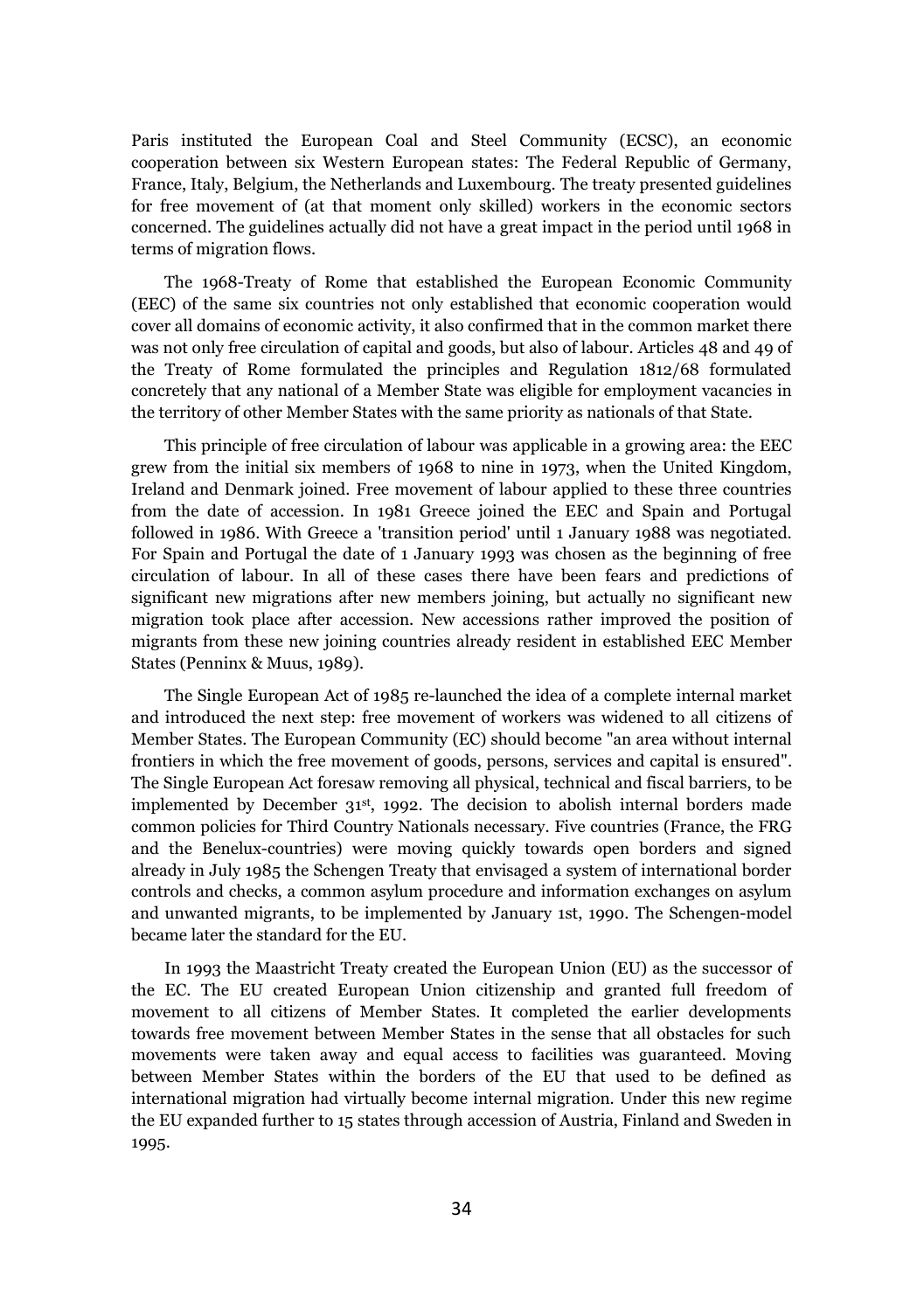Paris instituted the European Coal and Steel Community (ECSC), an economic cooperation between six Western European states: The Federal Republic of Germany, France, Italy, Belgium, the Netherlands and Luxembourg. The treaty presented guidelines for free movement of (at that moment only skilled) workers in the economic sectors concerned. The guidelines actually did not have a great impact in the period until 1968 in terms of migration flows.

The 1968-Treaty of Rome that established the European Economic Community (EEC) of the same six countries not only established that economic cooperation would cover all domains of economic activity, it also confirmed that in the common market there was not only free circulation of capital and goods, but also of labour. Articles 48 and 49 of the Treaty of Rome formulated the principles and Regulation 1812/68 formulated concretely that any national of a Member State was eligible for employment vacancies in the territory of other Member States with the same priority as nationals of that State.

This principle of free circulation of labour was applicable in a growing area: the EEC grew from the initial six members of 1968 to nine in 1973, when the United Kingdom, Ireland and Denmark joined. Free movement of labour applied to these three countries from the date of accession. In 1981 Greece joined the EEC and Spain and Portugal followed in 1986. With Greece a 'transition period' until 1 January 1988 was negotiated. For Spain and Portugal the date of 1 January 1993 was chosen as the beginning of free circulation of labour. In all of these cases there have been fears and predictions of significant new migrations after new members joining, but actually no significant new migration took place after accession. New accessions rather improved the position of migrants from these new joining countries already resident in established EEC Member States (Penninx & Muus, 1989).

The Single European Act of 1985 re-launched the idea of a complete internal market and introduced the next step: free movement of workers was widened to all citizens of Member States. The European Community (EC) should become "an area without internal frontiers in which the free movement of goods, persons, services and capital is ensured". The Single European Act foresaw removing all physical, technical and fiscal barriers, to be implemented by December 31st, 1992. The decision to abolish internal borders made common policies for Third Country Nationals necessary. Five countries (France, the FRG and the Benelux-countries) were moving quickly towards open borders and signed already in July 1985 the Schengen Treaty that envisaged a system of international border controls and checks, a common asylum procedure and information exchanges on asylum and unwanted migrants, to be implemented by January 1st, 1990. The Schengen-model became later the standard for the EU.

In 1993 the Maastricht Treaty created the European Union (EU) as the successor of the EC. The EU created European Union citizenship and granted full freedom of movement to all citizens of Member States. It completed the earlier developments towards free movement between Member States in the sense that all obstacles for such movements were taken away and equal access to facilities was guaranteed. Moving between Member States within the borders of the EU that used to be defined as international migration had virtually become internal migration. Under this new regime the EU expanded further to 15 states through accession of Austria, Finland and Sweden in 1995.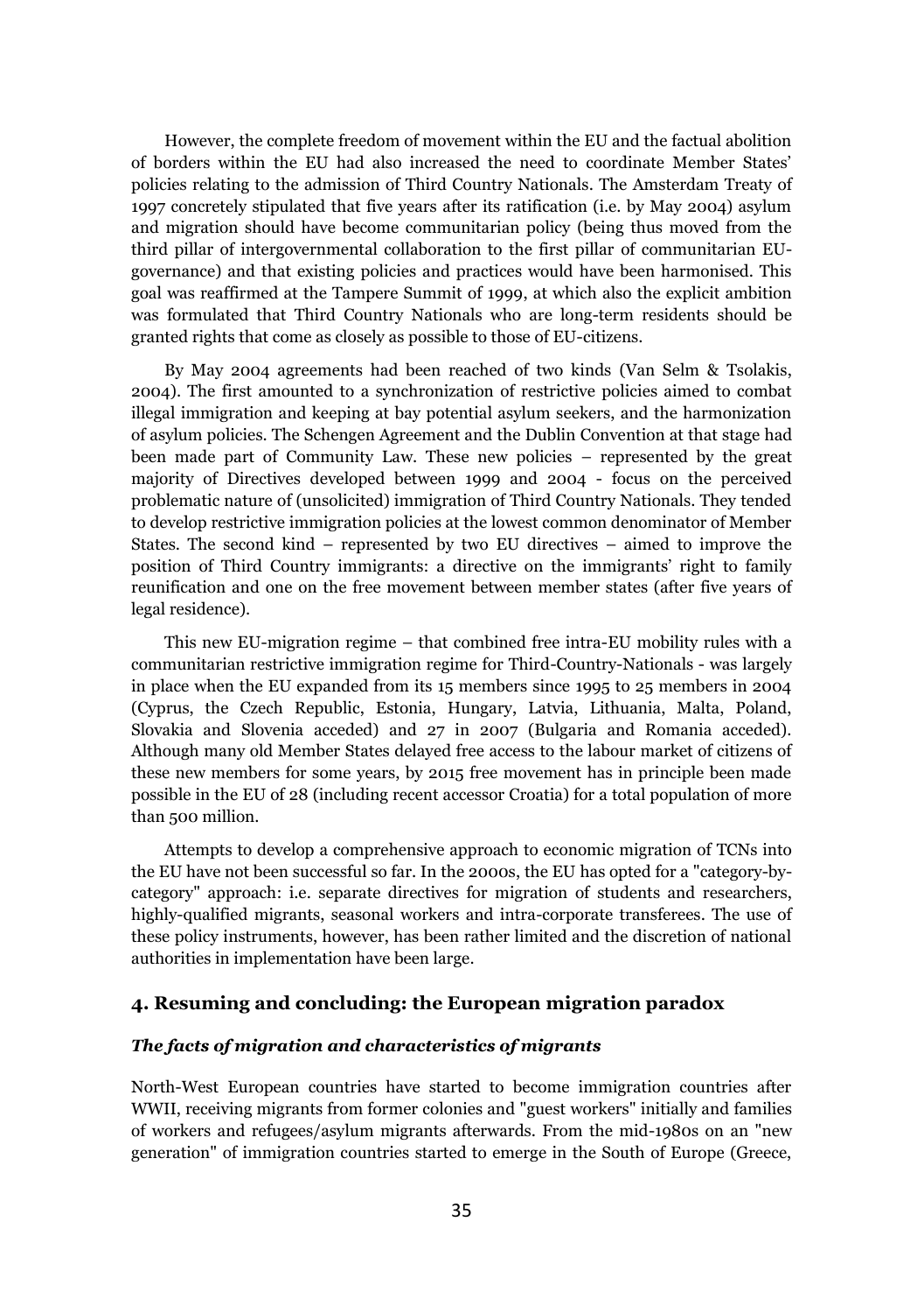However, the complete freedom of movement within the EU and the factual abolition of borders within the EU had also increased the need to coordinate Member States' policies relating to the admission of Third Country Nationals. The Amsterdam Treaty of 1997 concretely stipulated that five years after its ratification (i.e. by May 2004) asylum and migration should have become communitarian policy (being thus moved from the third pillar of intergovernmental collaboration to the first pillar of communitarian EU-governance) and that existing policies and practices would have been harmonised. This goal was reaffirmed at the Tampere Summit of 1999, at which also the explicit ambition was formulated that Third Country Nationals who are long-term residents should be granted rights that come as closely as possible to those of EU-citizens.

By May 2004 agreements had been reached of two kinds (Van Selm & Tsolakis, 2004). The first amounted to a synchronization of restrictive policies aimed to combat illegal immigration and keeping at bay potential asylum seekers, and the harmonization of asylum policies. The Schengen Agreement and the Dublin Convention at that stage had been made part of Community Law. These new policies – represented by the great majority of Directives developed between 1999 and 2004 - focus on the perceived problematic nature of (unsolicited) immigration of Third Country Nationals. They tended to develop restrictive immigration policies at the lowest common denominator of Member States. The second kind – represented by two EU directives – aimed to improve the position of Third Country immigrants: a directive on the immigrants' right to family reunification and one on the free movement between member states (after five years of legal residence).

This new EU-migration regime – that combined free intra-EU mobility rules with a communitarian restrictive immigration regime for Third-Country-Nationals - was largely in place when the EU expanded from its 15 members since 1995 to 25 members in 2004 (Cyprus, the Czech Republic, Estonia, Hungary, Latvia, Lithuania, Malta, Poland, Slovakia and Slovenia acceded) and 27 in 2007 (Bulgaria and Romania acceded). Although many old Member States delayed free access to the labour market of citizens of these new members for some years, by 2015 free movement has in principle been made possible in the EU of 28 (including recent accessor Croatia) for a total population of more than 500 million.

Attempts to develop a comprehensive approach to economic migration of TCNs into the EU have not been successful so far. In the 2000s, the EU has opted for a "category-by-category" approach: i.e. separate directives for migration of students and researchers, highly-qualified migrants, seasonal workers and intra-corporate transferees. The use of these policy instruments, however, has been rather limited and the discretion of national authorities in implementation have been large.

## 4. Resuming and concluding: the European migration paradox

### *The facts of migration and characteristics of migrants*

North-West European countries have started to become immigration countries after WWII, receiving migrants from former colonies and "guest workers" initially and families of workers and refugees/asylum migrants afterwards. From the mid-1980s on an "new generation" of immigration countries started to emerge in the South of Europe (Greece,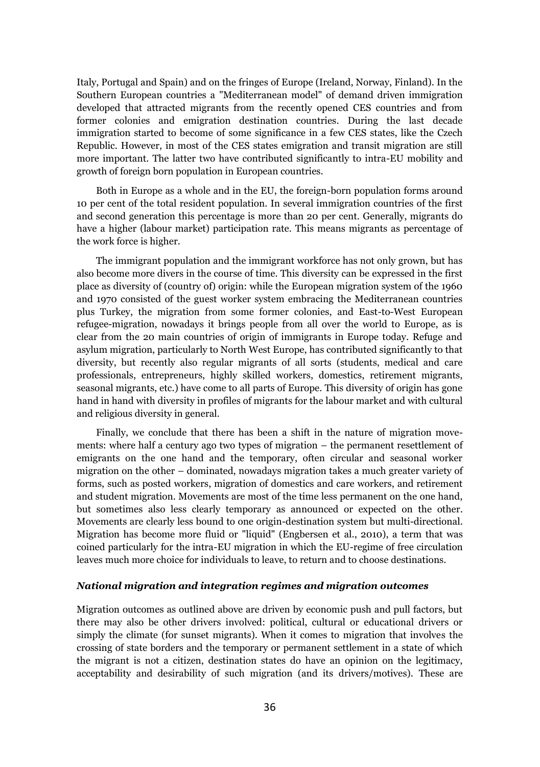Italy, Portugal and Spain) and on the fringes of Europe (Ireland, Norway, Finland). In the Southern European countries a "Mediterranean model" of demand driven immigration developed that attracted migrants from the recently opened CES countries and from former colonies and emigration destination countries. During the last decade immigration started to become of some significance in a few CES states, like the Czech Republic. However, in most of the CES states emigration and transit migration are still more important. The latter two have contributed significantly to intra-EU mobility and growth of foreign born population in European countries.

Both in Europe as a whole and in the EU, the foreign-born population forms around 10 per cent of the total resident population. In several immigration countries of the first and second generation this percentage is more than 20 per cent. Generally, migrants do have a higher (labour market) participation rate. This means migrants as percentage of the work force is higher.

The immigrant population and the immigrant workforce has not only grown, but has also become more divers in the course of time. This diversity can be expressed in the first place as diversity of (country of) origin: while the European migration system of the 1960 and 1970 consisted of the guest worker system embracing the Mediterranean countries plus Turkey, the migration from some former colonies, and East-to-West European refugee-migration, nowadays it brings people from all over the world to Europe, as is clear from the 20 main countries of origin of immigrants in Europe today. Refuge and asylum migration, particularly to North West Europe, has contributed significantly to that diversity, but recently also regular migrants of all sorts (students, medical and care professionals, entrepreneurs, highly skilled workers, domestics, retirement migrants, seasonal migrants, etc.) have come to all parts of Europe. This diversity of origin has gone hand in hand with diversity in profiles of migrants for the labour market and with cultural and religious diversity in general.

Finally, we conclude that there has been a shift in the nature of migration movements: where half a century ago two types of migration – the permanent resettlement of emigrants on the one hand and the temporary, often circular and seasonal worker migration on the other – dominated, nowadays migration takes a much greater variety of forms, such as posted workers, migration of domestics and care workers, and retirement and student migration. Movements are most of the time less permanent on the one hand, but sometimes also less clearly temporary as announced or expected on the other. Movements are clearly less bound to one origin-destination system but multi-directional. Migration has become more fluid or "liquid" (Engbersen et al., 2010), a term that was coined particularly for the intra-EU migration in which the EU-regime of free circulation leaves much more choice for individuals to leave, to return and to choose destinations.

### *National migration and integration regimes and migration outcomes*

Migration outcomes as outlined above are driven by economic push and pull factors, but there may also be other drivers involved: political, cultural or educational drivers or simply the climate (for sunset migrants). When it comes to migration that involves the crossing of state borders and the temporary or permanent settlement in a state of which the migrant is not a citizen, destination states do have an opinion on the legitimacy, acceptability and desirability of such migration (and its drivers/motives). These are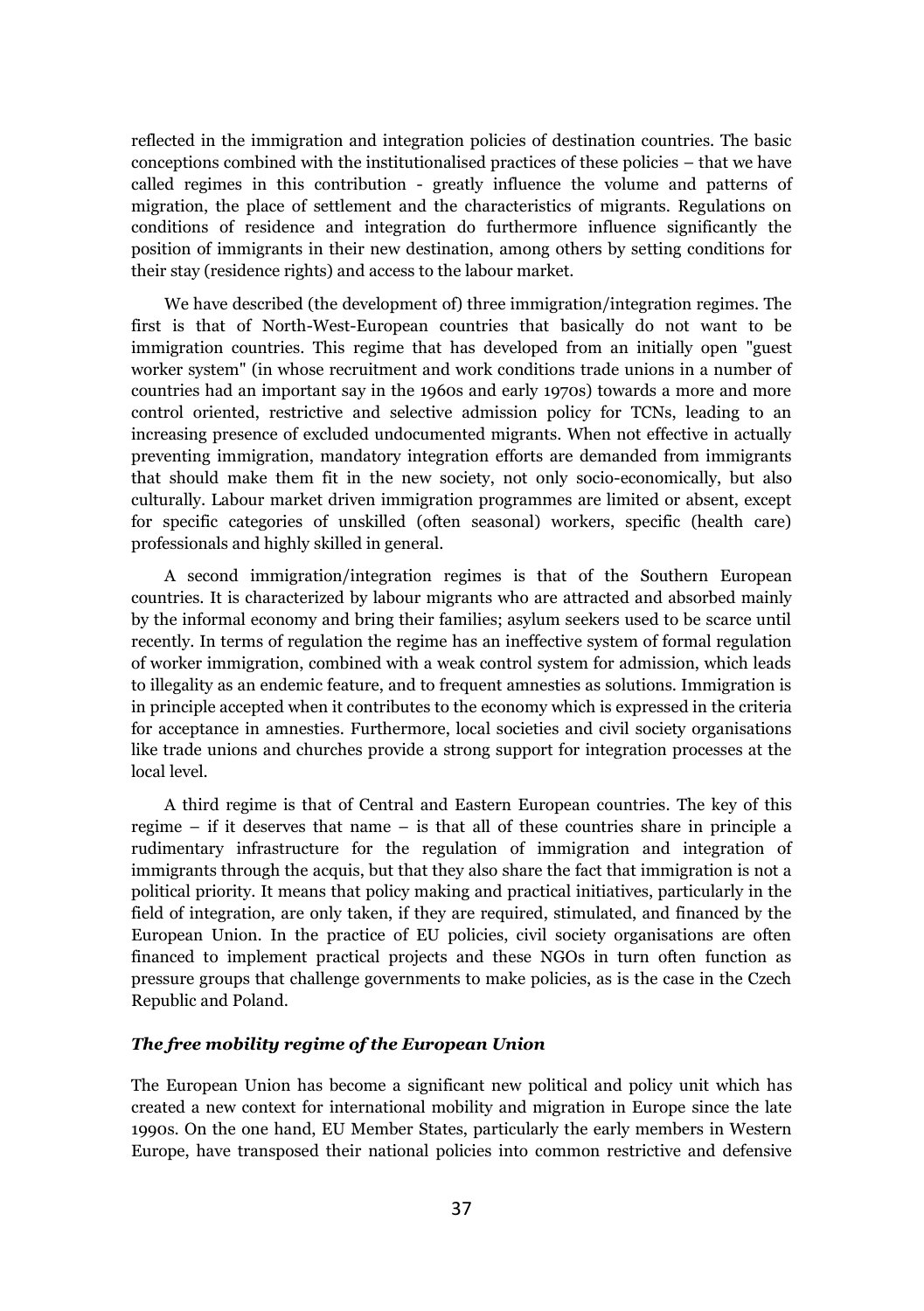reflected in the immigration and integration policies of destination countries. The basic conceptions combined with the institutionalised practices of these policies – that we have called regimes in this contribution - greatly influence the volume and patterns of migration, the place of settlement and the characteristics of migrants. Regulations on conditions of residence and integration do furthermore influence significantly the position of immigrants in their new destination, among others by setting conditions for their stay (residence rights) and access to the labour market.

We have described (the development of) three immigration/integration regimes. The first is that of North-West-European countries that basically do not want to be immigration countries. This regime that has developed from an initially open "guest worker system" (in whose recruitment and work conditions trade unions in a number of countries had an important say in the 1960s and early 1970s) towards a more and more control oriented, restrictive and selective admission policy for TCNs, leading to an increasing presence of excluded undocumented migrants. When not effective in actually preventing immigration, mandatory integration efforts are demanded from immigrants that should make them fit in the new society, not only socio-economically, but also culturally. Labour market driven immigration programmes are limited or absent, except for specific categories of unskilled (often seasonal) workers, specific (health care) professionals and highly skilled in general.

A second immigration/integration regimes is that of the Southern European countries. It is characterized by labour migrants who are attracted and absorbed mainly by the informal economy and bring their families; asylum seekers used to be scarce until recently. In terms of regulation the regime has an ineffective system of formal regulation of worker immigration, combined with a weak control system for admission, which leads to illegality as an endemic feature, and to frequent amnesties as solutions. Immigration is in principle accepted when it contributes to the economy which is expressed in the criteria for acceptance in amnesties. Furthermore, local societies and civil society organisations like trade unions and churches provide a strong support for integration processes at the local level.

A third regime is that of Central and Eastern European countries. The key of this regime – if it deserves that name – is that all of these countries share in principle a rudimentary infrastructure for the regulation of immigration and integration of immigrants through the acquis, but that they also share the fact that immigration is not a political priority. It means that policy making and practical initiatives, particularly in the field of integration, are only taken, if they are required, stimulated, and financed by the European Union. In the practice of EU policies, civil society organisations are often financed to implement practical projects and these NGOs in turn often function as pressure groups that challenge governments to make policies, as is the case in the Czech Republic and Poland.

### *The free mobility regime of the European Union*

The European Union has become a significant new political and policy unit which has created a new context for international mobility and migration in Europe since the late 1990s. On the one hand, EU Member States, particularly the early members in Western Europe, have transposed their national policies into common restrictive and defensive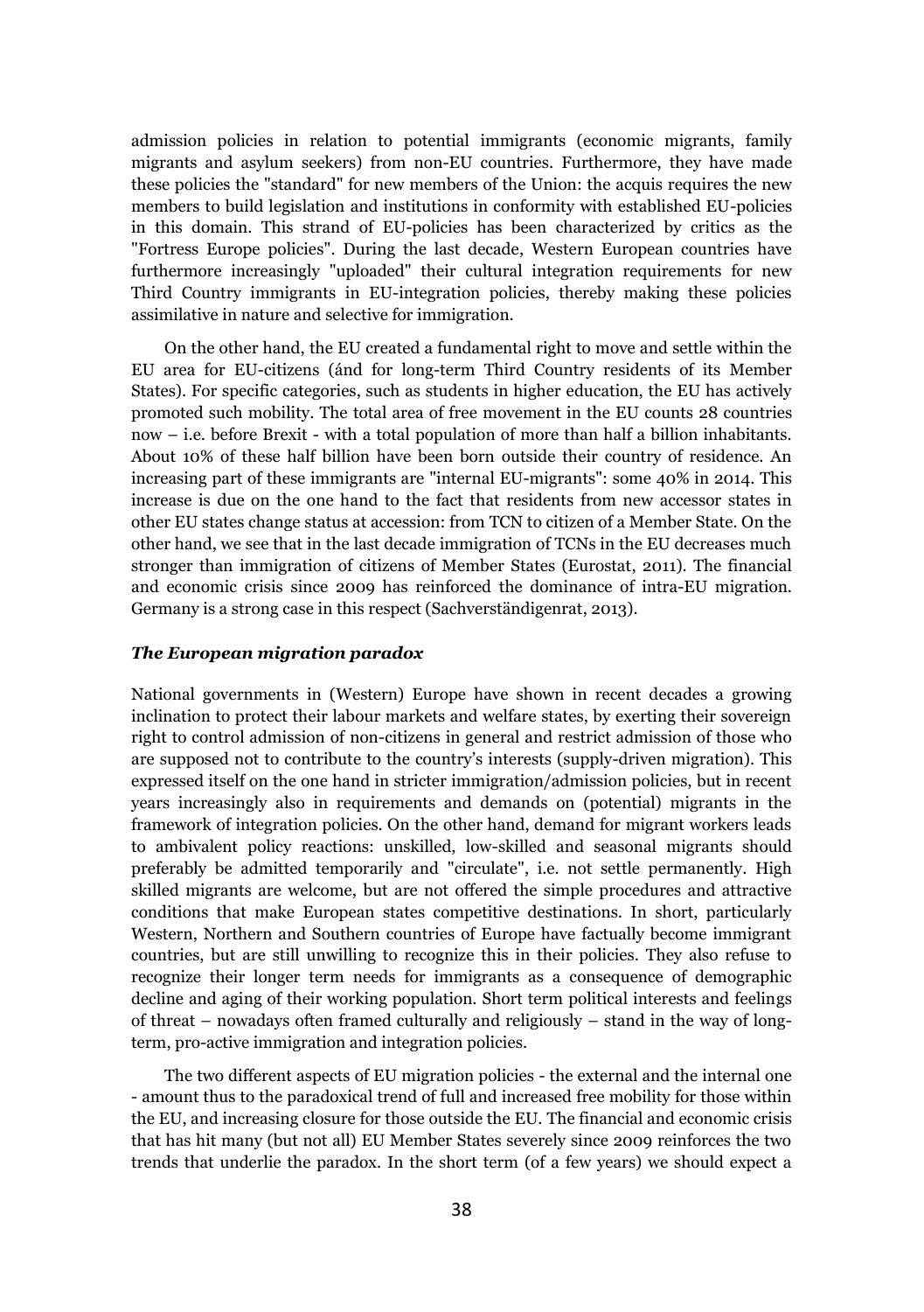admission policies in relation to potential immigrants (economic migrants, family migrants and asylum seekers) from non-EU countries. Furthermore, they have made these policies the "standard" for new members of the Union: the acquis requires the new members to build legislation and institutions in conformity with established EU-policies in this domain. This strand of EU-policies has been characterized by critics as the "Fortress Europe policies". During the last decade, Western European countries have furthermore increasingly "uploaded" their cultural integration requirements for new Third Country immigrants in EU-integration policies, thereby making these policies assimilative in nature and selective for immigration.

On the other hand, the EU created a fundamental right to move and settle within the EU area for EU-citizens (ánd for long-term Third Country residents of its Member States). For specific categories, such as students in higher education, the EU has actively promoted such mobility. The total area of free movement in the EU counts 28 countries now – i.e. before Brexit - with a total population of more than half a billion inhabitants. About 10% of these half billion have been born outside their country of residence. An increasing part of these immigrants are "internal EU-migrants": some 40% in 2014. This increase is due on the one hand to the fact that residents from new accessor states in other EU states change status at accession: from TCN to citizen of a Member State. On the other hand, we see that in the last decade immigration of TCNs in the EU decreases much stronger than immigration of citizens of Member States (Eurostat, 2011). The financial and economic crisis since 2009 has reinforced the dominance of intra-EU migration. Germany is a strong case in this respect (Sachverständigenrat, 2013).

### *The European migration paradox*

National governments in (Western) Europe have shown in recent decades a growing inclination to protect their labour markets and welfare states, by exerting their sovereign right to control admission of non-citizens in general and restrict admission of those who are supposed not to contribute to the country's interests (supply-driven migration). This expressed itself on the one hand in stricter immigration/admission policies, but in recent years increasingly also in requirements and demands on (potential) migrants in the framework of integration policies. On the other hand, demand for migrant workers leads to ambivalent policy reactions: unskilled, low-skilled and seasonal migrants should preferably be admitted temporarily and "circulate", i.e. not settle permanently. High skilled migrants are welcome, but are not offered the simple procedures and attractive conditions that make European states competitive destinations. In short, particularly Western, Northern and Southern countries of Europe have factually become immigrant countries, but are still unwilling to recognize this in their policies. They also refuse to recognize their longer term needs for immigrants as a consequence of demographic decline and aging of their working population. Short term political interests and feelings of threat – nowadays often framed culturally and religiously – stand in the way of long-term, pro-active immigration and integration policies.

The two different aspects of EU migration policies - the external and the internal one - amount thus to the paradoxical trend of full and increased free mobility for those within the EU, and increasing closure for those outside the EU. The financial and economic crisis that has hit many (but not all) EU Member States severely since 2009 reinforces the two trends that underlie the paradox. In the short term (of a few years) we should expect a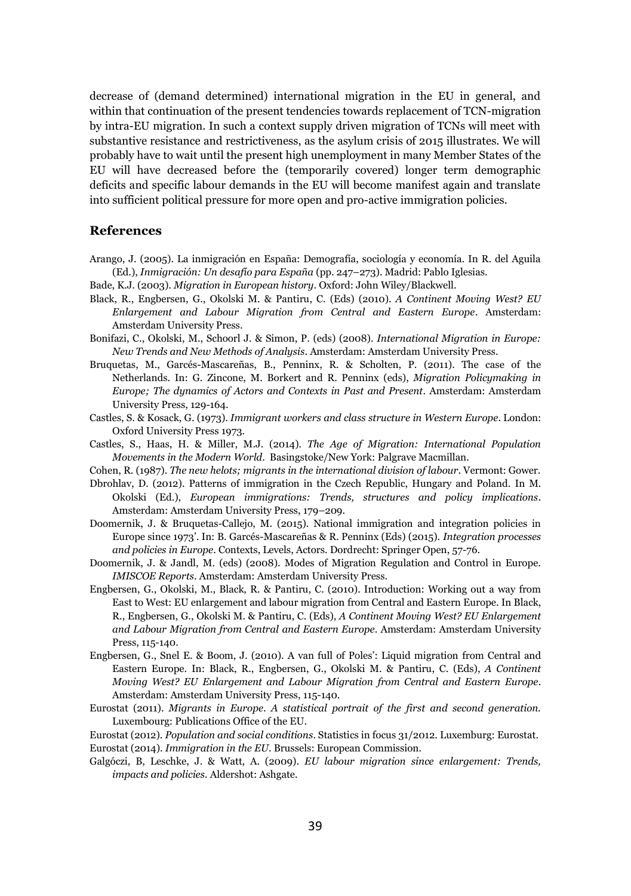decrease of (demand determined) international migration in the EU in general, and within that continuation of the present tendencies towards replacement of TCN-migration by intra-EU migration. In such a context supply driven migration of TCNs will meet with substantive resistance and restrictiveness, as the asylum crisis of 2015 illustrates. We will probably have to wait until the present high unemployment in many Member States of the EU will have decreased before the (temporarily covered) longer term demographic deficits and specific labour demands in the EU will become manifest again and translate into sufficient political pressure for more open and pro-active immigration policies.

## References

Arango, J. (2005). La inmigración en España: Demografía, sociología y economía. In R. del Aguila (Ed.), *Inmigración: Un desafío para España* (pp. 247–273). Madrid: Pablo Iglesias.

Bade, K.J. (2003). *Migration in European history*. Oxford: John Wiley/Blackwell.

Black, R., Engbersen, G., Okolski M. & Pantiru, C. (Eds) (2010). *A Continent Moving West? EU Enlargement and Labour Migration from Central and Eastern Europe*. Amsterdam: Amsterdam University Press.

Bonifazi, C., Okolski, M., Schoorl J. & Simon, P. (eds) (2008). *International Migration in Europe: New Trends and New Methods of Analysis*. Amsterdam: Amsterdam University Press.

Bruquetas, M., Garcés-Mascareñas, B., Penninx, R. & Scholten, P. (2011). The case of the Netherlands. In: G. Zincone, M. Borkert and R. Penninx (eds), *Migration Policymaking in Europe; The dynamics of Actors and Contexts in Past and Present*. Amsterdam: Amsterdam University Press, 129-164.

Castles, S. & Kosack, G. (1973). *Immigrant workers and class structure in Western Europe*. London: Oxford University Press 1973.

Castles, S., Haas, H. & Miller, M.J. (2014). *The Age of Migration: International Population Movements in the Modern World*. Basingstoke/New York: Palgrave Macmillan.

Cohen, R. (1987). *The new helots; migrants in the international division of labour*. Vermont: Gower.

Dbrohlav, D. (2012). Patterns of immigration in the Czech Republic, Hungary and Poland. In M. Okolski (Ed.), *European immigrations: Trends, structures and policy implications*. Amsterdam: Amsterdam University Press, 179–209.

Doomernik, J. & Bruquetas-Callejo, M. (2015). National immigration and integration policies in Europe since 1973'. In: B. Garcés-Mascareñas & R. Penninx (Eds) (2015). *Integration processes and policies in Europe*. Contexts, Levels, Actors. Dordrecht: Springer Open, 57-76.

Doomernik, J. & Jandl, M. (eds) (2008). Modes of Migration Regulation and Control in Europe. *IMISCOE Reports*. Amsterdam: Amsterdam University Press.

Engbersen, G., Okolski, M., Black, R. & Pantiru, C. (2010). Introduction: Working out a way from East to West: EU enlargement and labour migration from Central and Eastern Europe. In Black, R., Engbersen, G., Okolski M. & Pantiru, C. (Eds), *A Continent Moving West? EU Enlargement and Labour Migration from Central and Eastern Europe*. Amsterdam: Amsterdam University Press, 115-140.

Engbersen, G., Snel E. & Boom, J. (2010). A van full of Poles': Liquid migration from Central and Eastern Europe. In: Black, R., Engbersen, G., Okolski M. & Pantiru, C. (Eds), *A Continent Moving West? EU Enlargement and Labour Migration from Central and Eastern Europe*. Amsterdam: Amsterdam University Press, 115-140.

Eurostat (2011). *Migrants in Europe. A statistical portrait of the first and second generation.* Luxembourg: Publications Office of the EU.

Eurostat (2012). *Population and social conditions*. Statistics in focus 31/2012. Luxemburg: Eurostat.

Eurostat (2014). *Immigration in the EU*. Brussels: European Commission.

Galgóczi, B, Leschke, J. & Watt, A. (2009). *EU labour migration since enlargement: Trends, impacts and policies*. Aldershot: Ashgate.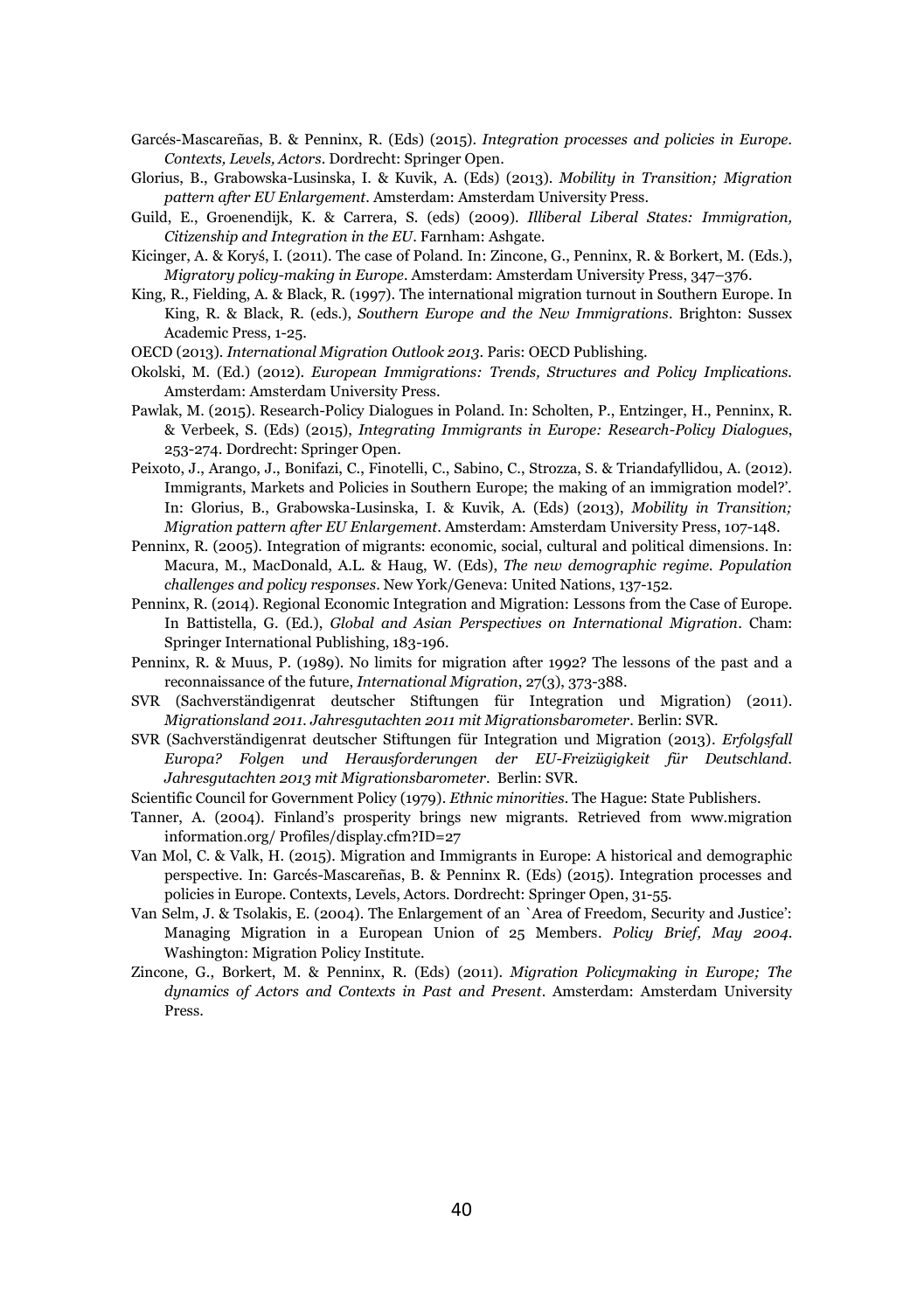Garcés-Mascareñas, B. & Penninx, R. (Eds) (2015). *Integration processes and policies in Europe. Contexts, Levels, Actors*. Dordrecht: Springer Open.

Glorius, B., Grabowska-Lusinska, I. & Kuvik, A. (Eds) (2013). *Mobility in Transition; Migration pattern after EU Enlargement*. Amsterdam: Amsterdam University Press.

Guild, E., Groenendijk, K. & Carrera, S. (eds) (2009). *Illiberal Liberal States: Immigration, Citizenship and Integration in the EU*. Farnham: Ashgate.

Kicinger, A. & Koryś, I. (2011). The case of Poland. In: Zincone, G., Penninx, R. & Borkert, M. (Eds.), *Migratory policy-making in Europe*. Amsterdam: Amsterdam University Press, 347–376.

King, R., Fielding, A. & Black, R. (1997). The international migration turnout in Southern Europe. In King, R. & Black, R. (eds.), *Southern Europe and the New Immigrations*. Brighton: Sussex Academic Press, 1-25.

OECD (2013). *International Migration Outlook 2013*. Paris: OECD Publishing.

Okolski, M. (Ed.) (2012). *European Immigrations: Trends, Structures and Policy Implications*. Amsterdam: Amsterdam University Press.

Pawlak, M. (2015). Research-Policy Dialogues in Poland. In: Scholten, P., Entzinger, H., Penninx, R. & Verbeek, S. (Eds) (2015), *Integrating Immigrants in Europe: Research-Policy Dialogues*, 253-274. Dordrecht: Springer Open.

Peixoto, J., Arango, J., Bonifazi, C., Finotelli, C., Sabino, C., Strozza, S. & Triandafyllidou, A. (2012). Immigrants, Markets and Policies in Southern Europe; the making of an immigration model?'. In: Glorius, B., Grabowska-Lusinska, I. & Kuvik, A. (Eds) (2013), *Mobility in Transition; Migration pattern after EU Enlargement*. Amsterdam: Amsterdam University Press, 107-148.

Penninx, R. (2005). Integration of migrants: economic, social, cultural and political dimensions. In: Macura, M., MacDonald, A.L. & Haug, W. (Eds), *The new demographic regime. Population challenges and policy responses*. New York/Geneva: United Nations, 137-152.

Penninx, R. (2014). Regional Economic Integration and Migration: Lessons from the Case of Europe. In Battistella, G. (Ed.), *Global and Asian Perspectives on International Migration*. Cham: Springer International Publishing, 183-196.

Penninx, R. & Muus, P. (1989). No limits for migration after 1992? The lessons of the past and a reconnaissance of the future, *International Migration*, 27(3), 373-388.

SVR (Sachverständigenrat deutscher Stiftungen für Integration und Migration) (2011). *Migrationsland 2011. Jahresgutachten 2011 mit Migrationsbarometer*. Berlin: SVR.

SVR (Sachverständigenrat deutscher Stiftungen für Integration und Migration (2013). *Erfolgsfall Europa? Folgen und Herausforderungen der EU-Freizügigkeit für Deutschland. Jahresgutachten 2013 mit Migrationsbarometer*. Berlin: SVR.

Scientific Council for Government Policy (1979). *Ethnic minorities*. The Hague: State Publishers.

Tanner, A. (2004). Finland's prosperity brings new migrants. Retrieved from www.migration information.org/ Profiles/display.cfm?ID=27

Van Mol, C. & Valk, H. (2015). Migration and Immigrants in Europe: A historical and demographic perspective. In: Garcés-Mascareñas, B. & Penninx R. (Eds) (2015). Integration processes and policies in Europe. Contexts, Levels, Actors. Dordrecht: Springer Open, 31-55.

Van Selm, J. & Tsolakis, E. (2004). The Enlargement of an `Area of Freedom, Security and Justice': Managing Migration in a European Union of 25 Members. *Policy Brief, May 2004*. Washington: Migration Policy Institute.

Zincone, G., Borkert, M. & Penninx, R. (Eds) (2011). *Migration Policymaking in Europe; The dynamics of Actors and Contexts in Past and Present*. Amsterdam: Amsterdam University Press.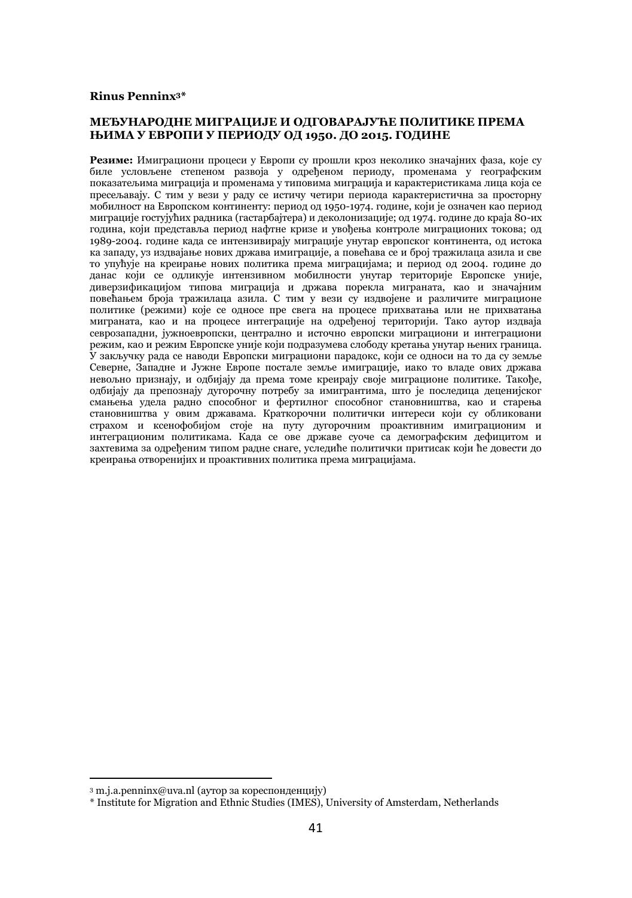**Rinus Penninx**[3*]

## МЕЂУНАРОДНЕ МИГРАЦИЈЕ И ОДГОВАРАЈУЋЕ ПОЛИТИКЕ ПРЕМА ЊИМА У ЕВРОПИ У ПЕРИОДУ ОД 1950. ДО 2015. ГОДИНЕ

**Резиме:** Имиграциони процеси у Европи су прошли кроз неколико значајних фаза, које су биле условљене степеном развоја у одређеном периоду, променама у географским показатељима миграција и променама у типовима миграција и карактеристикама лица која се пресељавају. С тим у вези у раду се истичу четири периода карактеристична за просторну мобилност на Европском континенту: период од 1950-1974. године, који је означен као период миграције гостујућих радника (гастарбајтера) и деколонизације; од 1974. године до краја 80-их година, који представља период нафтне кризе и увођења контроле миграционих токова; од 1989-2004. године када се интензивирају миграције унутар европског континента, од истока ка западу, уз издвајање нових држава имиграције, а повећава се и број тражилаца азила и све то упућује на креирање нових политика према миграцијама; и период од 2004. године до данас који се одликује интензивном мобилности унутар територије Европске уније, диверзификацијом типова миграција и држава порекла миграната, као и значајним повећањем броја тражилаца азила. С тим у вези су издвојене и различите миграционе политике (режими) које се односе пре свега на процесе прихватања или не прихватања миграната, као и на процесе интеграције на одређеној територији. Тако аутор издваја севрозападни, јужноевропски, централно и источно европски миграциони и интеграциони режим, као и режим Европске уније који подразумева слободу кретања унутар њених граница. У закључку рада се наводи Европски миграциони парадокс, који се односи на то да су земље Северне, Западне и Јужне Европе постале земље имиграције, иако то владе ових држава невољно признају, и одбијају да према томе креирају своје миграционе политике. Такође, одбијају да препознају дугорочну потребу за имигрантима, што је последица деценијског смањења удела радно способног и фертилног способног становништва, као и старења становништва у овим државама. Краткорочни политички интереси који су обликовани страхом и ксенофобијом стоје на путу дугорочним проактивним имиграционим и интеграционим политикама. Када се ове државе суоче са демографским дефицитом и захтевима за одређеним типом радне снаге, уследиће политички притисак који ће довести до креирања отворенијих и проактивних политика према миграцијама.

---

[3] m.j.a.penninx@uva.nl (аутор за кореспонденцију)

[*] Institute for Migration and Ethnic Studies (IMES), University of Amsterdam, Netherlands